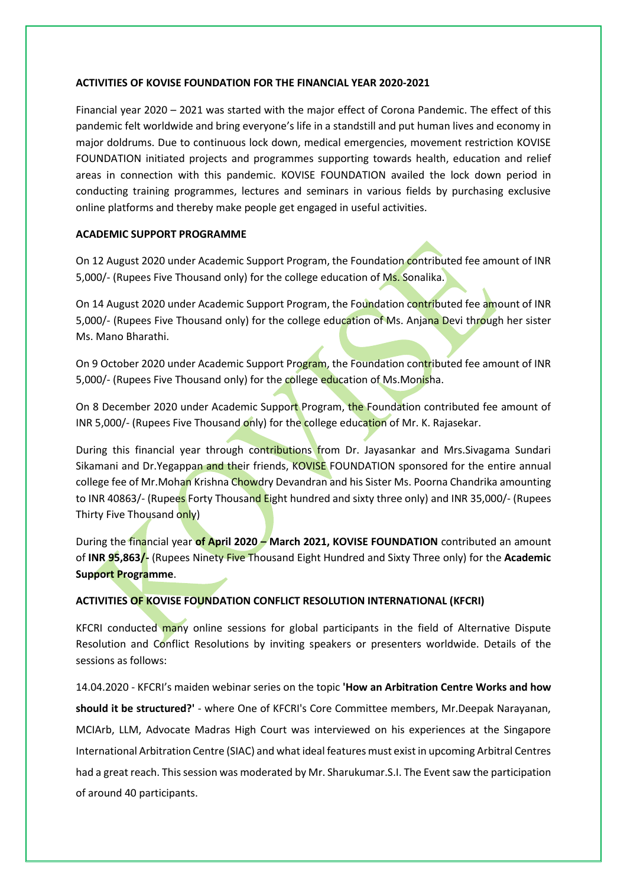**ACTIVITIES OF KOVISE FOUNDATION FOR THE FINANCIAL YEAR 2020-2021**

Financial year 2020 – 2021 was started with the major effect of Corona Pandemic. The effect of this pandemic felt worldwide and bring everyone's life in a standstill and put human lives and economy in major doldrums. Due to continuous lock down, medical emergencies, movement restriction KOVISE FOUNDATION initiated projects and programmes supporting towards health, education and relief areas in connection with this pandemic. KOVISE FOUNDATION availed the lock down period in conducting training programmes, lectures and seminars in various fields by purchasing exclusive online platforms and thereby make people get engaged in useful activities.

**ACADEMIC SUPPORT PROGRAMME**

On 12 August 2020 under Academic Support Program, the Foundation contributed fee amount of INR 5,000/- (Rupees Five Thousand only) for the college education of Ms. Sonalika.

On 14 August 2020 under Academic Support Program, the Foundation contributed fee amount of INR 5,000/- (Rupees Five Thousand only) for the college education of Ms. Anjana Devi through her sister Ms. Mano Bharathi.

On 9 October 2020 under Academic Support Program, the Foundation contributed fee amount of INR 5,000/- (Rupees Five Thousand only) for the college education of Ms.Monisha.

On 8 December 2020 under Academic Support Program, the Foundation contributed fee amount of INR 5,000/- (Rupees Five Thousand only) for the college education of Mr. K. Rajasekar.

During this financial year through contributions from Dr. Jayasankar and Mrs.Sivagama Sundari Sikamani and Dr.Yegappan and their friends, KOVISE FOUNDATION sponsored for the entire annual college fee of Mr.Mohan Krishna Chowdry Devandran and his Sister Ms. Poorna Chandrika amounting to INR 40863/- (Rupees Forty Thousand Eight hundred and sixty three only) and INR 35,000/- (Rupees Thirty Five Thousand only)

During the financial year **of April 2020 – March 2021, KOVISE FOUNDATION** contributed an amount of **INR 95,863/-** (Rupees Ninety Five Thousand Eight Hundred and Sixty Three only) for the **Academic Support Programme**.

**ACTIVITIES OF KOVISE FOUNDATION CONFLICT RESOLUTION INTERNATIONAL (KFCRI)**

KFCRI conducted many online sessions for global participants in the field of Alternative Dispute Resolution and Conflict Resolutions by inviting speakers or presenters worldwide. Details of the sessions as follows:

14.04.2020 - KFCRI's maiden webinar series on the topic **'How an Arbitration Centre Works and how should it be structured?'** - where One of KFCRI's Core Committee members, Mr.Deepak Narayanan, MCIArb, LLM, Advocate Madras High Court was interviewed on his experiences at the Singapore International Arbitration Centre (SIAC) and what ideal features must exist in upcoming Arbitral Centres had a great reach. This session was moderated by Mr. Sharukumar.S.I. The Event saw the participation of around 40 participants.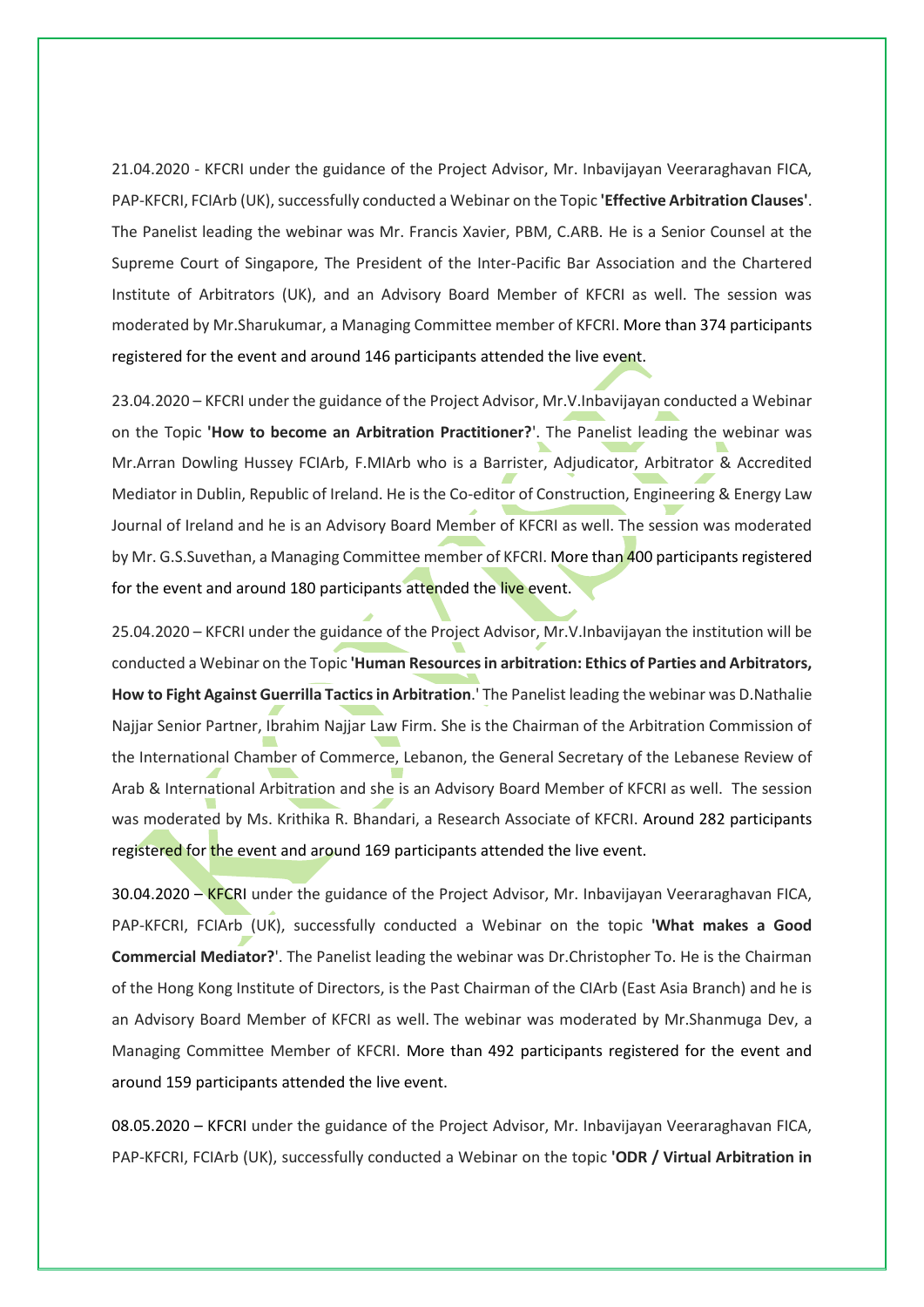21.04.2020 - KFCRI under the guidance of the Project Advisor, Mr. Inbavijayan Veeraraghavan FICA, PAP-KFCRI, FCIArb (UK), successfully conducted a Webinar on the Topic **'Effective Arbitration Clauses'**. The Panelist leading the webinar was Mr. Francis Xavier, PBM, C.ARB. He is a Senior Counsel at the Supreme Court of Singapore, The President of the Inter-Pacific Bar Association and the Chartered Institute of Arbitrators (UK), and an Advisory Board Member of KFCRI as well. The session was moderated by Mr.Sharukumar, a Managing Committee member of KFCRI. More than 374 participants registered for the event and around 146 participants attended the live event.

23.04.2020 – KFCRI under the guidance of the Project Advisor, Mr.V.Inbavijayan conducted a Webinar on the Topic **'How to become an Arbitration Practitioner?'**. The Panelist leading the webinar was Mr.Arran Dowling Hussey FCIArb, F.MIArb who is a Barrister, Adjudicator, Arbitrator & Accredited Mediator in Dublin, Republic of Ireland. He is the Co-editor of Construction, Engineering & Energy Law Journal of Ireland and he is an Advisory Board Member of KFCRI as well. The session was moderated by Mr. G.S.Suvethan, a Managing Committee member of KFCRI. More than 400 participants registered for the event and around 180 participants attended the live event.

25.04.2020 – KFCRI under the guidance of the Project Advisor, Mr.V.Inbavijayan the institution will be conducted a Webinar on the Topic **'Human Resources in arbitration: Ethics of Parties and Arbitrators, How to Fight Against Guerrilla Tactics in Arbitration**.' The Panelist leading the webinar was D.Nathalie Najjar Senior Partner, Ibrahim Najjar Law Firm. She is the Chairman of the Arbitration Commission of the International Chamber of Commerce, Lebanon, the General Secretary of the Lebanese Review of Arab & International Arbitration and she is an Advisory Board Member of KFCRI as well. The session was moderated by Ms. Krithika R. Bhandari, a Research Associate of KFCRI. Around 282 participants registered for the event and around 169 participants attended the live event.

30.04.2020 – KFCRI under the guidance of the Project Advisor, Mr. Inbavijayan Veeraraghavan FICA, PAP-KFCRI, FCIArb (UK), successfully conducted a Webinar on the topic **'What makes a Good Commercial Mediator?'**. The Panelist leading the webinar was Dr.Christopher To. He is the Chairman of the Hong Kong Institute of Directors, is the Past Chairman of the CIArb (East Asia Branch) and he is an Advisory Board Member of KFCRI as well. The webinar was moderated by Mr.Shanmuga Dev, a Managing Committee Member of KFCRI. More than 492 participants registered for the event and around 159 participants attended the live event.

08.05.2020 – KFCRI under the guidance of the Project Advisor, Mr. Inbavijayan Veeraraghavan FICA, PAP-KFCRI, FCIArb (UK), successfully conducted a Webinar on the topic **'ODR / Virtual Arbitration in**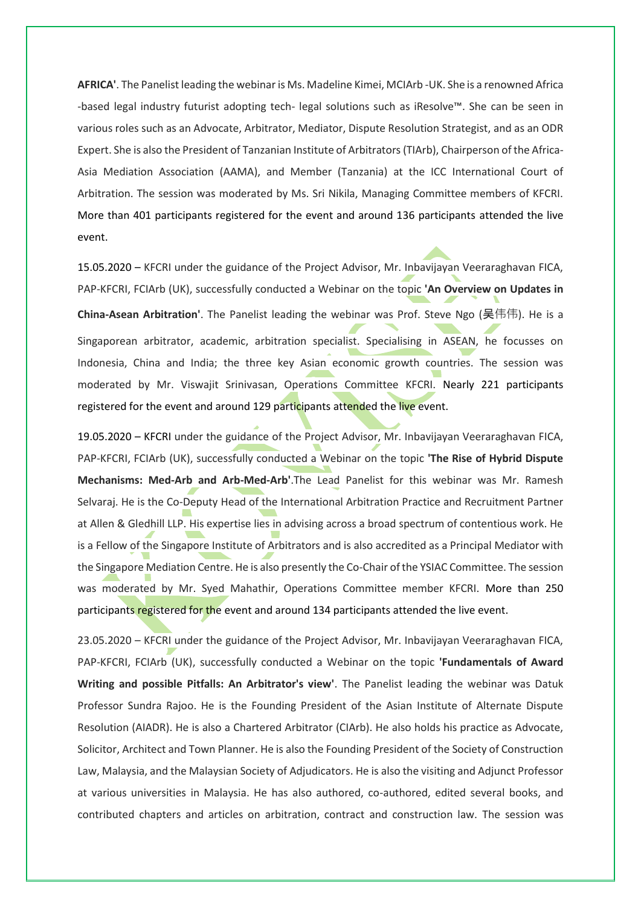**AFRICA'**. The Panelist leading the webinar is Ms. Madeline Kimei, MCIArb -UK. She is a renowned Africa -based legal industry futurist adopting tech- legal solutions such as iResolve™. She can be seen in various roles such as an Advocate, Arbitrator, Mediator, Dispute Resolution Strategist, and as an ODR Expert. She is also the President of Tanzanian Institute of Arbitrators (TIArb), Chairperson of the Africa-Asia Mediation Association (AAMA), and Member (Tanzania) at the ICC International Court of Arbitration. The session was moderated by Ms. Sri Nikila, Managing Committee members of KFCRI. More than 401 participants registered for the event and around 136 participants attended the live event.

15.05.2020 – KFCRI under the guidance of the Project Advisor, Mr. Inbavijayan Veeraraghavan FICA, PAP-KFCRI, FCIArb (UK), successfully conducted a Webinar on the topic **'An Overview on Updates in China-Asean Arbitration'**. The Panelist leading the webinar was Prof. Steve Ngo (吴伟伟). He is a Singaporean arbitrator, academic, arbitration specialist. Specialising in ASEAN, he focusses on Indonesia, China and India; the three key Asian economic growth countries. The session was moderated by Mr. Viswajit Srinivasan, Operations Committee KFCRI. Nearly 221 participants registered for the event and around 129 participants attended the live event.

19.05.2020 – KFCRI under the guidance of the Project Advisor, Mr. Inbavijayan Veeraraghavan FICA, PAP-KFCRI, FCIArb (UK), successfully conducted a Webinar on the topic **'The Rise of Hybrid Dispute Mechanisms: Med-Arb and Arb-Med-Arb'**.The Lead Panelist for this webinar was Mr. Ramesh Selvaraj. He is the Co-Deputy Head of the International Arbitration Practice and Recruitment Partner at Allen & Gledhill LLP. His expertise lies in advising across a broad spectrum of contentious work. He is a Fellow of the Singapore Institute of Arbitrators and is also accredited as a Principal Mediator with the Singapore Mediation Centre. He is also presently the Co-Chair of the YSIAC Committee. The session was moderated by Mr. Syed Mahathir, Operations Committee member KFCRI. More than 250 participants registered for the event and around 134 participants attended the live event.

23.05.2020 – KFCRI under the guidance of the Project Advisor, Mr. Inbavijayan Veeraraghavan FICA, PAP-KFCRI, FCIArb (UK), successfully conducted a Webinar on the topic **'Fundamentals of Award Writing and possible Pitfalls: An Arbitrator's view'**. The Panelist leading the webinar was Datuk Professor Sundra Rajoo. He is the Founding President of the Asian Institute of Alternate Dispute Resolution (AIADR). He is also a Chartered Arbitrator (CIArb). He also holds his practice as Advocate, Solicitor, Architect and Town Planner. He is also the Founding President of the Society of Construction Law, Malaysia, and the Malaysian Society of Adjudicators. He is also the visiting and Adjunct Professor at various universities in Malaysia. He has also authored, co-authored, edited several books, and contributed chapters and articles on arbitration, contract and construction law. The session was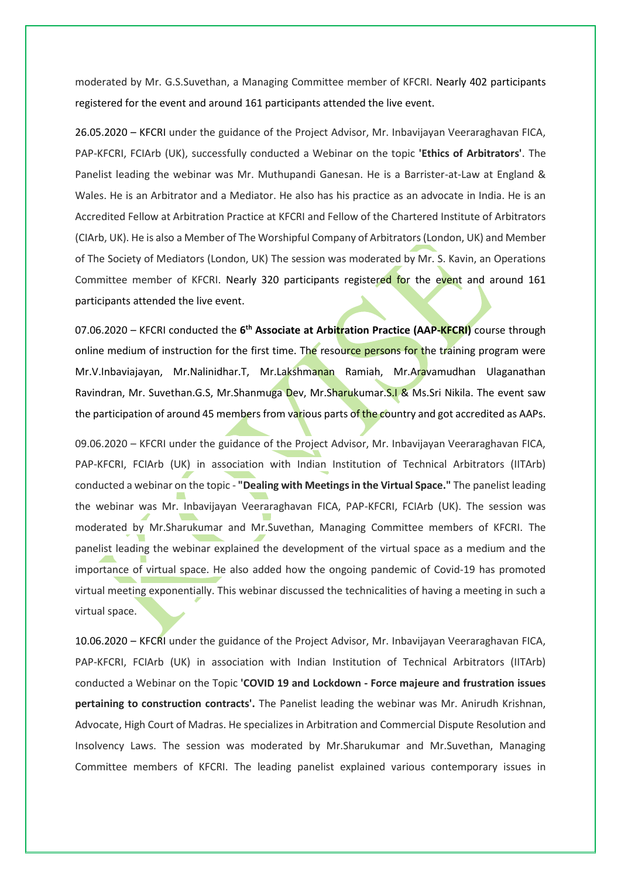moderated by Mr. G.S.Suvethan, a Managing Committee member of KFCRI. Nearly 402 participants registered for the event and around 161 participants attended the live event.

26.05.2020 – KFCRI under the guidance of the Project Advisor, Mr. Inbavijayan Veeraraghavan FICA, PAP-KFCRI, FCIArb (UK), successfully conducted a Webinar on the topic **'Ethics of Arbitrators'**. The Panelist leading the webinar was Mr. Muthupandi Ganesan. He is a Barrister-at-Law at England & Wales. He is an Arbitrator and a Mediator. He also has his practice as an advocate in India. He is an Accredited Fellow at Arbitration Practice at KFCRI and Fellow of the Chartered Institute of Arbitrators (CIArb, UK). He is also a Member of The Worshipful Company of Arbitrators (London, UK) and Member of The Society of Mediators (London, UK) The session was moderated by Mr. S. Kavin, an Operations Committee member of KFCRI. Nearly 320 participants registered for the event and around 161 participants attended the live event.

07.06.2020 – KFCRI conducted the **6th Associate at Arbitration Practice (AAP-KFCRI)** course through online medium of instruction for the first time. The resource persons for the training program were Mr.V.Inbaviajayan, Mr.Nalinidhar.T, Mr.Lakshmanan Ramiah, Mr.Aravamudhan Ulaganathan Ravindran, Mr. Suvethan.G.S, Mr.Shanmuga Dev, Mr.Sharukumar.S.I & Ms.Sri Nikila. The event saw the participation of around 45 members from various parts of the country and got accredited as AAPs.

09.06.2020 – KFCRI under the guidance of the Project Advisor, Mr. Inbavijayan Veeraraghavan FICA, PAP-KFCRI, FCIArb (UK) in association with Indian Institution of Technical Arbitrators (IITArb) conducted a webinar on the topic - **"Dealing with Meetings in the Virtual Space."** The panelist leading the webinar was Mr. Inbavijayan Veeraraghavan FICA, PAP-KFCRI, FCIArb (UK). The session was moderated by Mr.Sharukumar and Mr.Suvethan, Managing Committee members of KFCRI. The panelist leading the webinar explained the development of the virtual space as a medium and the importance of virtual space. He also added how the ongoing pandemic of Covid-19 has promoted virtual meeting exponentially. This webinar discussed the technicalities of having a meeting in such a virtual space.

10.06.2020 – KFCRI under the guidance of the Project Advisor, Mr. Inbavijayan Veeraraghavan FICA, PAP-KFCRI, FCIArb (UK) in association with Indian Institution of Technical Arbitrators (IITArb) conducted a Webinar on the Topic **'COVID 19 and Lockdown - Force majeure and frustration issues pertaining to construction contracts'.** The Panelist leading the webinar was Mr. Anirudh Krishnan, Advocate, High Court of Madras. He specializes in Arbitration and Commercial Dispute Resolution and Insolvency Laws. The session was moderated by Mr.Sharukumar and Mr.Suvethan, Managing Committee members of KFCRI. The leading panelist explained various contemporary issues in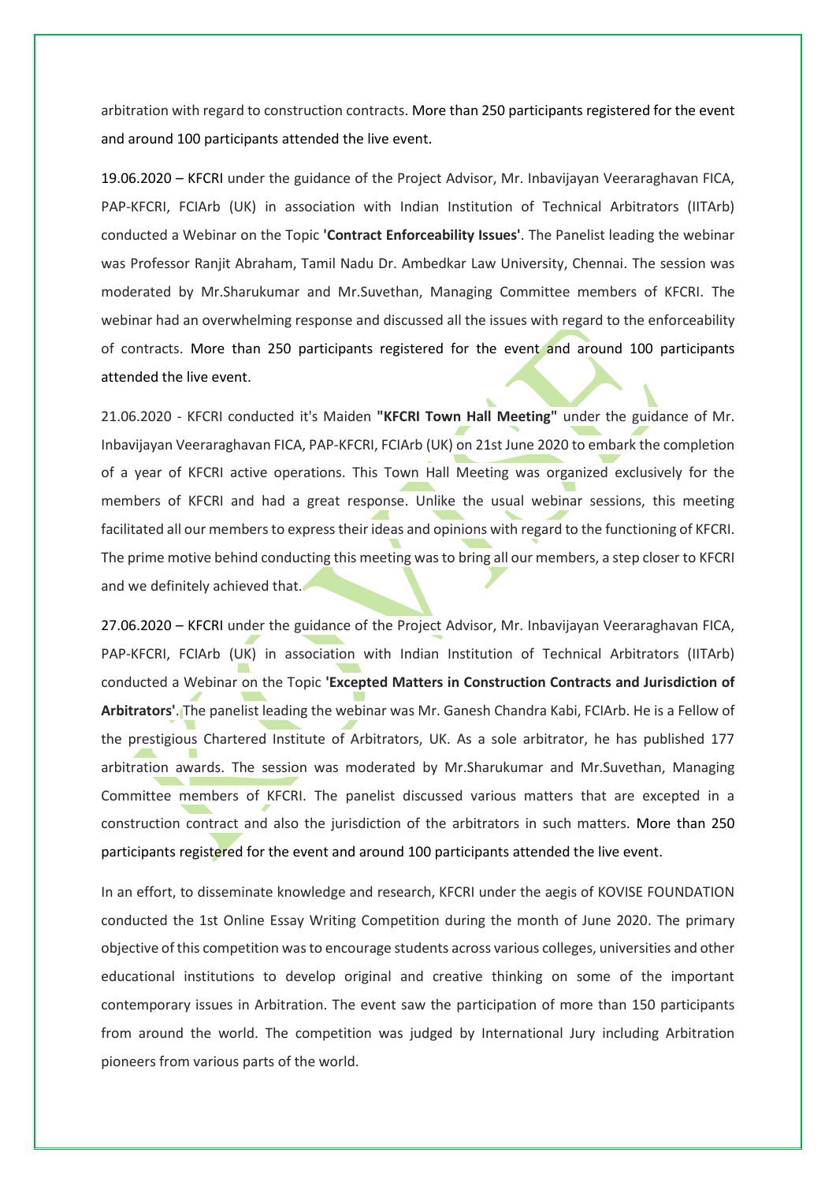arbitration with regard to construction contracts. More than 250 participants registered for the event and around 100 participants attended the live event.

19.06.2020 – KFCRI under the guidance of the Project Advisor, Mr. Inbavijayan Veeraraghavan FICA, PAP-KFCRI, FCIArb (UK) in association with Indian Institution of Technical Arbitrators (IITArb) conducted a Webinar on the Topic **'Contract Enforceability Issues'**. The Panelist leading the webinar was Professor Ranjit Abraham, Tamil Nadu Dr. Ambedkar Law University, Chennai. The session was moderated by Mr.Sharukumar and Mr.Suvethan, Managing Committee members of KFCRI. The webinar had an overwhelming response and discussed all the issues with regard to the enforceability of contracts. More than 250 participants registered for the event and around 100 participants attended the live event.

21.06.2020 - KFCRI conducted it's Maiden **"KFCRI Town Hall Meeting"** under the guidance of Mr. Inbavijayan Veeraraghavan FICA, PAP-KFCRI, FCIArb (UK) on 21st June 2020 to embark the completion of a year of KFCRI active operations. This Town Hall Meeting was organized exclusively for the members of KFCRI and had a great response. Unlike the usual webinar sessions, this meeting facilitated all our members to express their ideas and opinions with regard to the functioning of KFCRI. The prime motive behind conducting this meeting was to bring all our members, a step closer to KFCRI and we definitely achieved that.

27.06.2020 – KFCRI under the guidance of the Project Advisor, Mr. Inbavijayan Veeraraghavan FICA, PAP-KFCRI, FCIArb (UK) in association with Indian Institution of Technical Arbitrators (IITArb) conducted a Webinar on the Topic **'Excepted Matters in Construction Contracts and Jurisdiction of Arbitrators'**. The panelist leading the webinar was Mr. Ganesh Chandra Kabi, FCIArb. He is a Fellow of the prestigious Chartered Institute of Arbitrators, UK. As a sole arbitrator, he has published 177 arbitration awards. The session was moderated by Mr.Sharukumar and Mr.Suvethan, Managing Committee members of KFCRI. The panelist discussed various matters that are excepted in a construction contract and also the jurisdiction of the arbitrators in such matters. More than 250 participants registered for the event and around 100 participants attended the live event.

In an effort, to disseminate knowledge and research, KFCRI under the aegis of KOVISE FOUNDATION conducted the 1st Online Essay Writing Competition during the month of June 2020. The primary objective of this competition was to encourage students across various colleges, universities and other educational institutions to develop original and creative thinking on some of the important contemporary issues in Arbitration. The event saw the participation of more than 150 participants from around the world. The competition was judged by International Jury including Arbitration pioneers from various parts of the world.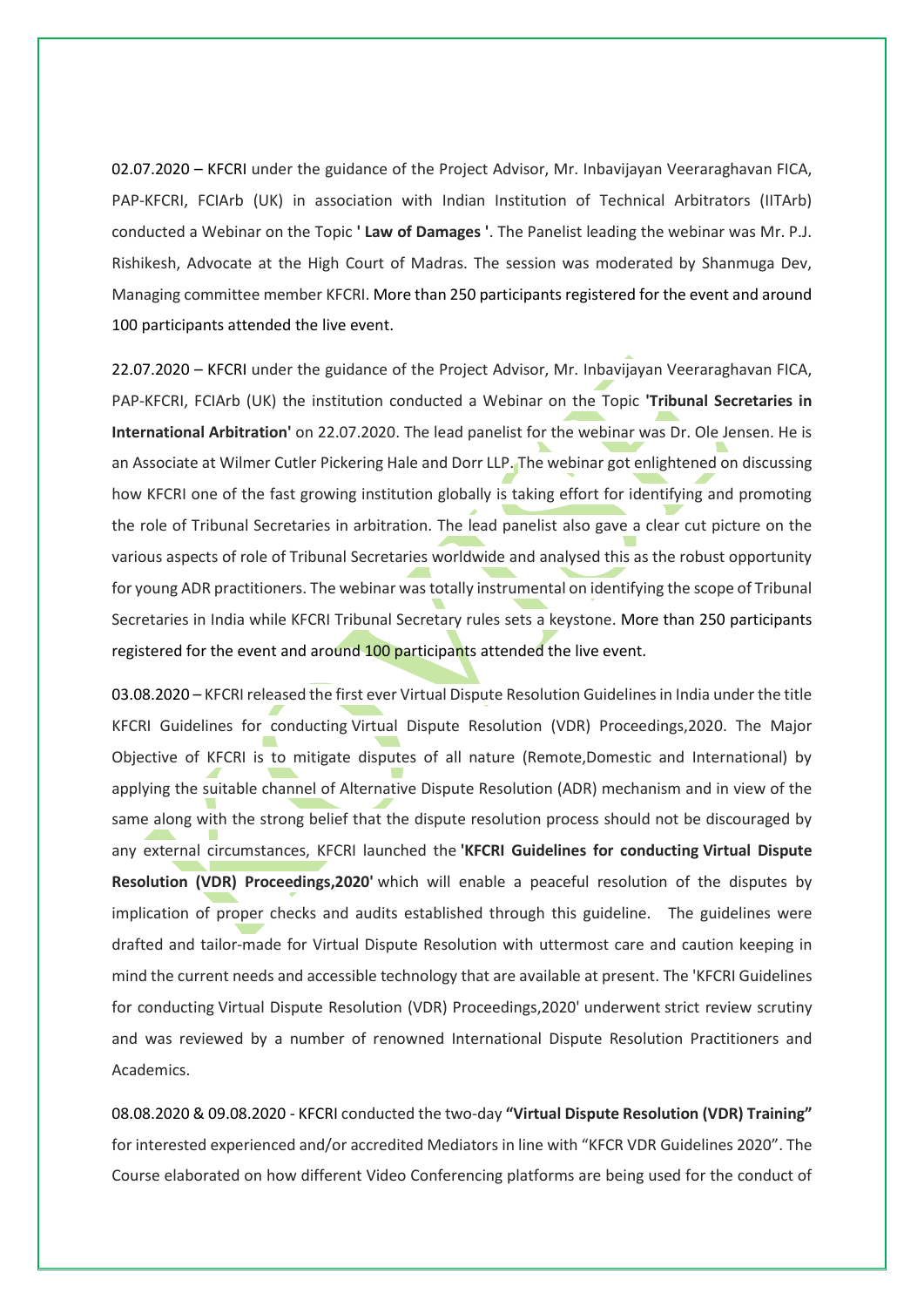02.07.2020 – KFCRI under the guidance of the Project Advisor, Mr. Inbavijayan Veeraraghavan FICA, PAP-KFCRI, FCIArb (UK) in association with Indian Institution of Technical Arbitrators (IITArb) conducted a Webinar on the Topic **' Law of Damages '**. The Panelist leading the webinar was Mr. P.J. Rishikesh, Advocate at the High Court of Madras. The session was moderated by Shanmuga Dev, Managing committee member KFCRI. More than 250 participants registered for the event and around 100 participants attended the live event.

22.07.2020 – KFCRI under the guidance of the Project Advisor, Mr. Inbavijayan Veeraraghavan FICA, PAP-KFCRI, FCIArb (UK) the institution conducted a Webinar on the Topic **'Tribunal Secretaries in International Arbitration'** on 22.07.2020. The lead panelist for the webinar was Dr. Ole Jensen. He is an Associate at Wilmer Cutler Pickering Hale and Dorr LLP. The webinar got enlightened on discussing how KFCRI one of the fast growing institution globally is taking effort for identifying and promoting the role of Tribunal Secretaries in arbitration. The lead panelist also gave a clear cut picture on the various aspects of role of Tribunal Secretaries worldwide and analysed this as the robust opportunity for young ADR practitioners. The webinar was totally instrumental on identifying the scope of Tribunal Secretaries in India while KFCRI Tribunal Secretary rules sets a keystone. More than 250 participants registered for the event and around 100 participants attended the live event.

03.08.2020 – KFCRI released the first ever Virtual Dispute Resolution Guidelines in India under the title KFCRI Guidelines for conducting Virtual Dispute Resolution (VDR) Proceedings,2020. The Major Objective of KFCRI is to mitigate disputes of all nature (Remote,Domestic and International) by applying the suitable channel of Alternative Dispute Resolution (ADR) mechanism and in view of the same along with the strong belief that the dispute resolution process should not be discouraged by any external circumstances, KFCRI launched the **'KFCRI Guidelines for conducting Virtual Dispute Resolution (VDR) Proceedings,2020'** which will enable a peaceful resolution of the disputes by implication of proper checks and audits established through this guideline. The guidelines were drafted and tailor-made for Virtual Dispute Resolution with uttermost care and caution keeping in mind the current needs and accessible technology that are available at present. The 'KFCRI Guidelines for conducting Virtual Dispute Resolution (VDR) Proceedings,2020' underwent strict review scrutiny and was reviewed by a number of renowned International Dispute Resolution Practitioners and Academics.

08.08.2020 & 09.08.2020 - KFCRI conducted the two-day **"Virtual Dispute Resolution (VDR) Training"** for interested experienced and/or accredited Mediators in line with "KFCR VDR Guidelines 2020". The Course elaborated on how different Video Conferencing platforms are being used for the conduct of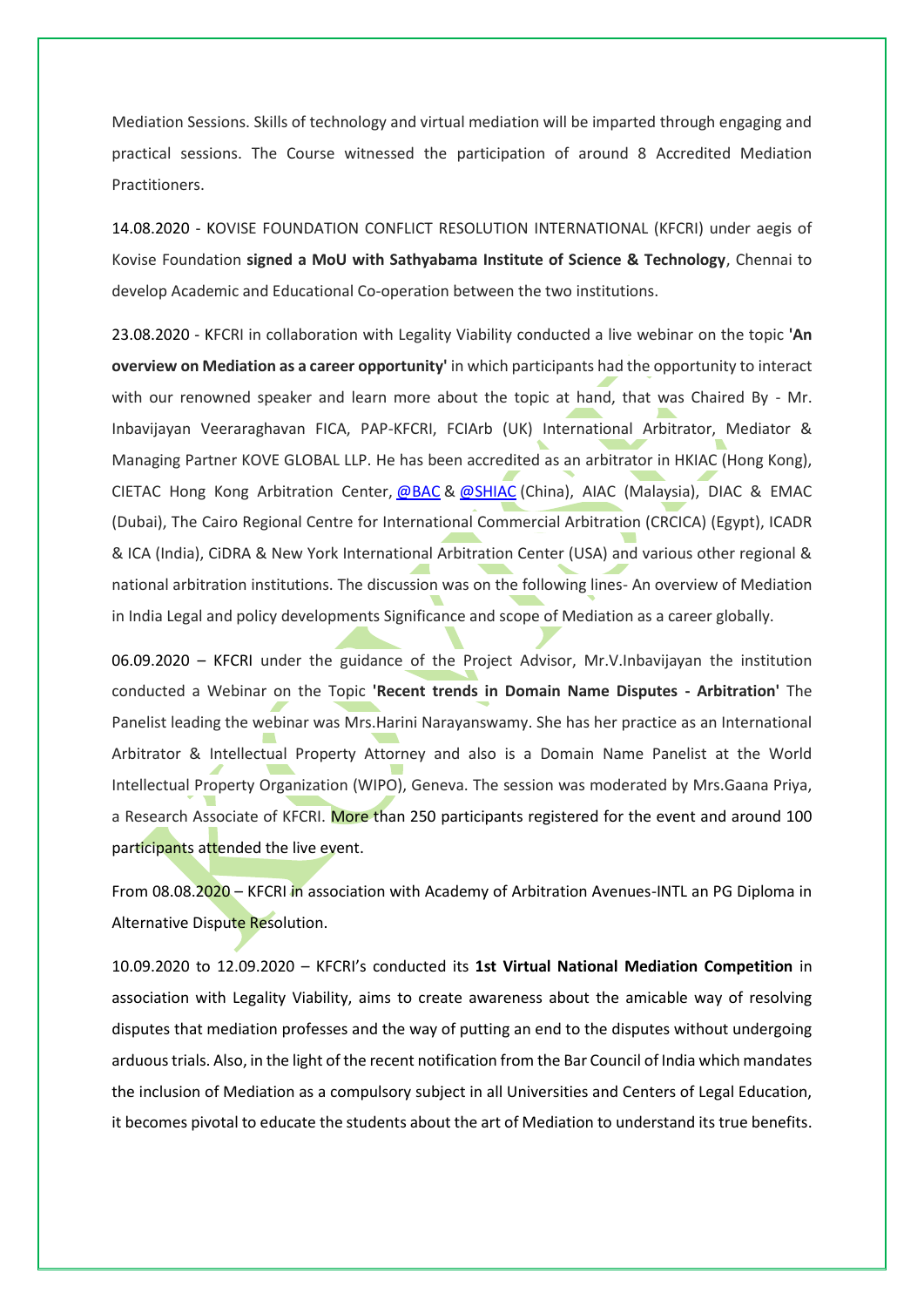Mediation Sessions. Skills of technology and virtual mediation will be imparted through engaging and practical sessions. The Course witnessed the participation of around 8 Accredited Mediation Practitioners.

14.08.2020 - KOVISE FOUNDATION CONFLICT RESOLUTION INTERNATIONAL (KFCRI) under aegis of Kovise Foundation **signed a MoU with Sathyabama Institute of Science & Technology**, Chennai to develop Academic and Educational Co-operation between the two institutions.

23.08.2020 - KFCRI in collaboration with Legality Viability conducted a live webinar on the topic **'An overview on Mediation as a career opportunity'** in which participants had the opportunity to interact with our renowned speaker and learn more about the topic at hand, that was Chaired By - Mr. Inbavijayan Veeraraghavan FICA, PAP-KFCRI, FCIArb (UK) International Arbitrator, Mediator & Managing Partner KOVE GLOBAL LLP. He has been accredited as an arbitrator in HKIAC (Hong Kong), CIETAC Hong Kong Arbitration Center, @BAC & @SHIAC (China), AIAC (Malaysia), DIAC & EMAC (Dubai), The Cairo Regional Centre for International Commercial Arbitration (CRCICA) (Egypt), ICADR & ICA (India), CiDRA & New York International Arbitration Center (USA) and various other regional & national arbitration institutions. The discussion was on the following lines- An overview of Mediation in India Legal and policy developments Significance and scope of Mediation as a career globally.

06.09.2020 – KFCRI under the guidance of the Project Advisor, Mr.V.Inbavijayan the institution conducted a Webinar on the Topic **'Recent trends in Domain Name Disputes - Arbitration'** The Panelist leading the webinar was Mrs.Harini Narayanswamy. She has her practice as an International Arbitrator & Intellectual Property Attorney and also is a Domain Name Panelist at the World Intellectual Property Organization (WIPO), Geneva. The session was moderated by Mrs.Gaana Priya, a Research Associate of KFCRI. More than 250 participants registered for the event and around 100 participants attended the live event.

From 08.08.2020 – KFCRI in association with Academy of Arbitration Avenues-INTL an PG Diploma in Alternative Dispute Resolution.

10.09.2020 to 12.09.2020 – KFCRI's conducted its **1st Virtual National Mediation Competition** in association with Legality Viability, aims to create awareness about the amicable way of resolving disputes that mediation professes and the way of putting an end to the disputes without undergoing arduous trials. Also, in the light of the recent notification from the Bar Council of India which mandates the inclusion of Mediation as a compulsory subject in all Universities and Centers of Legal Education, it becomes pivotal to educate the students about the art of Mediation to understand its true benefits.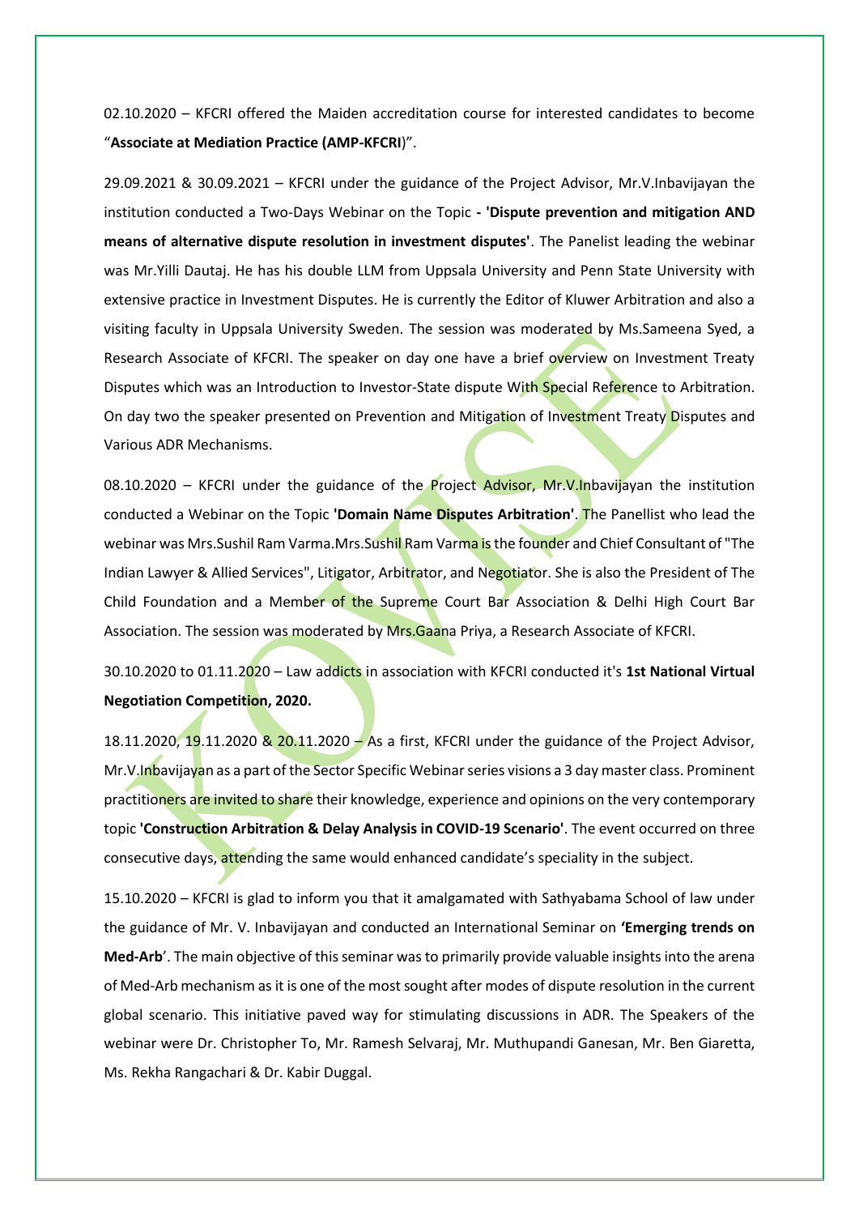02.10.2020 – KFCRI offered the Maiden accreditation course for interested candidates to become "**Associate at Mediation Practice (AMP-KFCRI**)".

29.09.2021 & 30.09.2021 – KFCRI under the guidance of the Project Advisor, Mr.V.Inbavijayan the institution conducted a Two-Days Webinar on the Topic **- 'Dispute prevention and mitigation AND means of alternative dispute resolution in investment disputes'**. The Panelist leading the webinar was Mr.Yilli Dautaj. He has his double LLM from Uppsala University and Penn State University with extensive practice in Investment Disputes. He is currently the Editor of Kluwer Arbitration and also a visiting faculty in Uppsala University Sweden. The session was moderated by Ms.Sameena Syed, a Research Associate of KFCRI. The speaker on day one have a brief overview on Investment Treaty Disputes which was an Introduction to Investor-State dispute With Special Reference to Arbitration. On day two the speaker presented on Prevention and Mitigation of Investment Treaty Disputes and Various ADR Mechanisms.

08.10.2020 – KFCRI under the guidance of the Project Advisor, Mr.V.Inbavijayan the institution conducted a Webinar on the Topic **'Domain Name Disputes Arbitration'**. The Panellist who lead the webinar was Mrs.Sushil Ram Varma.Mrs.Sushil Ram Varma is the founder and Chief Consultant of "The Indian Lawyer & Allied Services", Litigator, Arbitrator, and Negotiator. She is also the President of The Child Foundation and a Member of the Supreme Court Bar Association & Delhi High Court Bar Association. The session was moderated by Mrs.Gaana Priya, a Research Associate of KFCRI.

30.10.2020 to 01.11.2020 – Law addicts in association with KFCRI conducted it's **1st National Virtual Negotiation Competition, 2020.**

18.11.2020, 19.11.2020 & 20.11.2020 – As a first, KFCRI under the guidance of the Project Advisor, Mr.V.Inbavijayan as a part of the Sector Specific Webinar series visions a 3 day master class. Prominent practitioners are invited to share their knowledge, experience and opinions on the very contemporary topic **'Construction Arbitration & Delay Analysis in COVID-19 Scenario'**. The event occurred on three consecutive days, attending the same would enhanced candidate's speciality in the subject.

15.10.2020 – KFCRI is glad to inform you that it amalgamated with Sathyabama School of law under the guidance of Mr. V. Inbavijayan and conducted an International Seminar on **'Emerging trends on Med-Arb**'. The main objective of this seminar was to primarily provide valuable insights into the arena of Med-Arb mechanism as it is one of the most sought after modes of dispute resolution in the current global scenario. This initiative paved way for stimulating discussions in ADR. The Speakers of the webinar were Dr. Christopher To, Mr. Ramesh Selvaraj, Mr. Muthupandi Ganesan, Mr. Ben Giaretta, Ms. Rekha Rangachari & Dr. Kabir Duggal.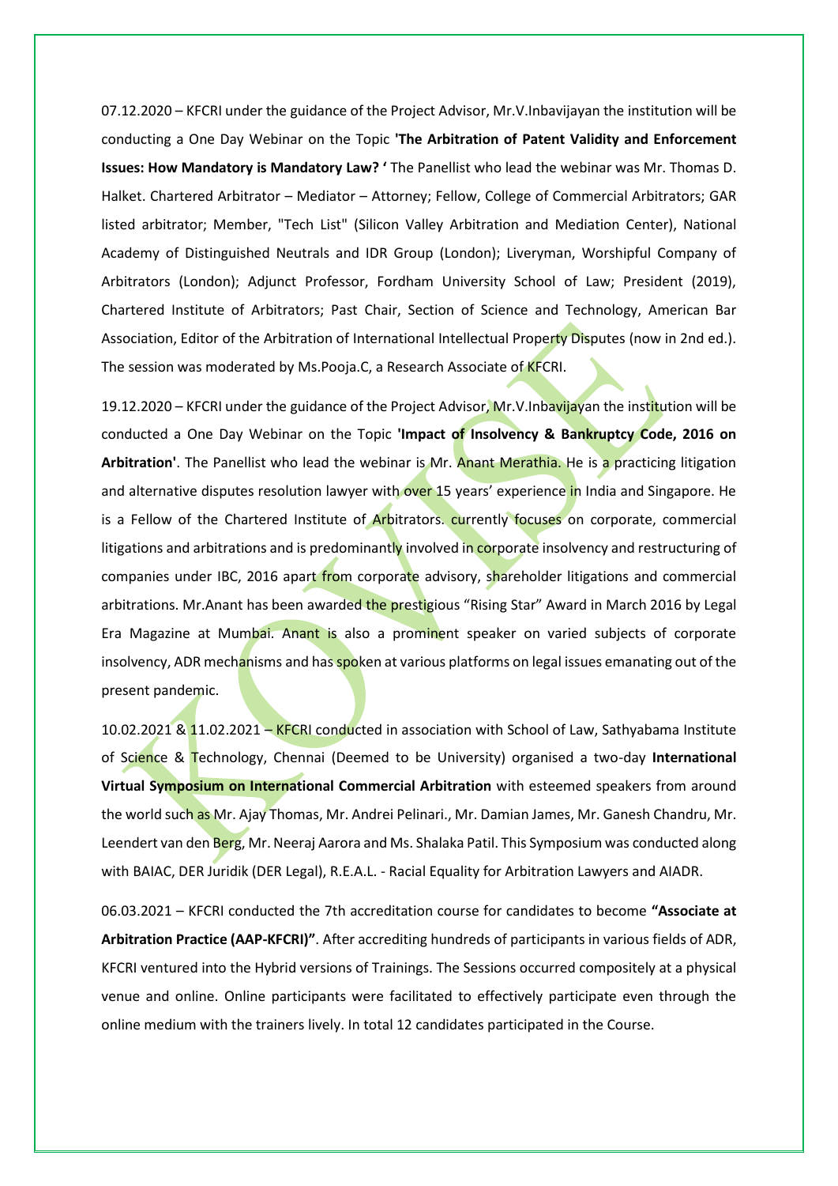07.12.2020 – KFCRI under the guidance of the Project Advisor, Mr.V.Inbavijayan the institution will be conducting a One Day Webinar on the Topic **'The Arbitration of Patent Validity and Enforcement Issues: How Mandatory is Mandatory Law? '** The Panellist who lead the webinar was Mr. Thomas D. Halket. Chartered Arbitrator – Mediator – Attorney; Fellow, College of Commercial Arbitrators; GAR listed arbitrator; Member, "Tech List" (Silicon Valley Arbitration and Mediation Center), National Academy of Distinguished Neutrals and IDR Group (London); Liveryman, Worshipful Company of Arbitrators (London); Adjunct Professor, Fordham University School of Law; President (2019), Chartered Institute of Arbitrators; Past Chair, Section of Science and Technology, American Bar Association, Editor of the Arbitration of International Intellectual Property Disputes (now in 2nd ed.). The session was moderated by Ms.Pooja.C, a Research Associate of KFCRI.

19.12.2020 – KFCRI under the guidance of the Project Advisor, Mr.V.Inbavijayan the institution will be conducted a One Day Webinar on the Topic **'Impact of Insolvency & Bankruptcy Code, 2016 on Arbitration'**. The Panellist who lead the webinar is Mr. Anant Merathia. He is a practicing litigation and alternative disputes resolution lawyer with over 15 years' experience in India and Singapore. He is a Fellow of the Chartered Institute of Arbitrators. currently focuses on corporate, commercial litigations and arbitrations and is predominantly involved in corporate insolvency and restructuring of companies under IBC, 2016 apart from corporate advisory, shareholder litigations and commercial arbitrations. Mr.Anant has been awarded the prestigious "Rising Star" Award in March 2016 by Legal Era Magazine at Mumbai. Anant is also a prominent speaker on varied subjects of corporate insolvency, ADR mechanisms and has spoken at various platforms on legal issues emanating out of the present pandemic.

10.02.2021 & 11.02.2021 – KFCRI conducted in association with School of Law, Sathyabama Institute of Science & Technology, Chennai (Deemed to be University) organised a two-day **International Virtual Symposium on International Commercial Arbitration** with esteemed speakers from around the world such as Mr. Ajay Thomas, Mr. Andrei Pelinari., Mr. Damian James, Mr. Ganesh Chandru, Mr. Leendert van den Berg, Mr. Neeraj Aarora and Ms. Shalaka Patil. This Symposium was conducted along with BAIAC, DER Juridik (DER Legal), R.E.A.L. - Racial Equality for Arbitration Lawyers and AIADR.

06.03.2021 – KFCRI conducted the 7th accreditation course for candidates to become **"Associate at Arbitration Practice (AAP-KFCRI)"**. After accrediting hundreds of participants in various fields of ADR, KFCRI ventured into the Hybrid versions of Trainings. The Sessions occurred compositely at a physical venue and online. Online participants were facilitated to effectively participate even through the online medium with the trainers lively. In total 12 candidates participated in the Course.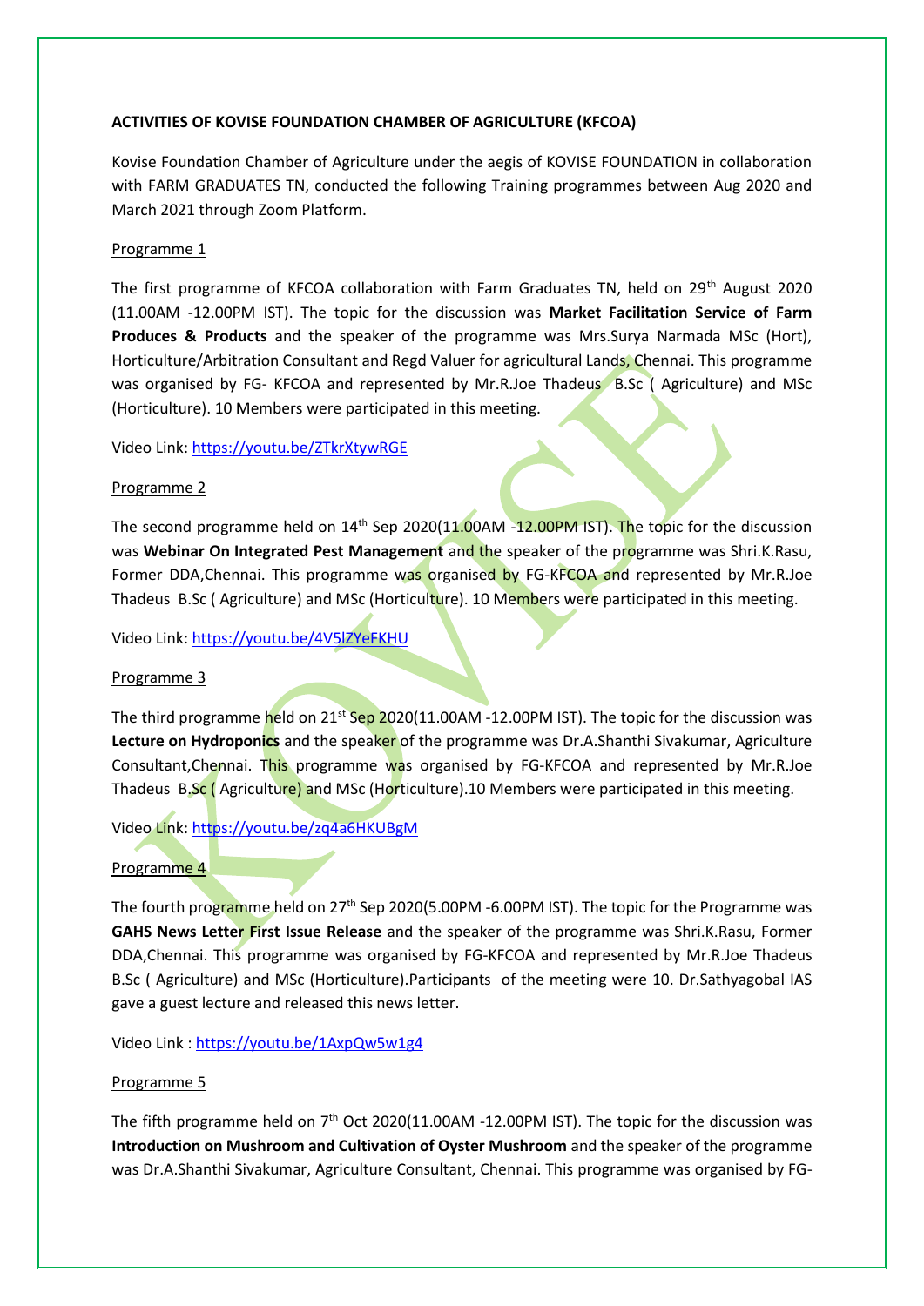**ACTIVITIES OF KOVISE FOUNDATION CHAMBER OF AGRICULTURE (KFCOA)**

Kovise Foundation Chamber of Agriculture under the aegis of KOVISE FOUNDATION in collaboration with FARM GRADUATES TN, conducted the following Training programmes between Aug 2020 and March 2021 through Zoom Platform.

Programme 1

The first programme of KFCOA collaboration with Farm Graduates TN, held on 29th August 2020 (11.00AM -12.00PM IST). The topic for the discussion was **Market Facilitation Service of Farm Produces & Products** and the speaker of the programme was Mrs.Surya Narmada MSc (Hort), Horticulture/Arbitration Consultant and Regd Valuer for agricultural Lands, Chennai. This programme was organised by FG- KFCOA and represented by Mr.R.Joe Thadeus B.Sc ( Agriculture) and MSc (Horticulture). 10 Members were participated in this meeting.

Video Link: https://youtu.be/ZTkrXtywRGE

Programme 2

The second programme held on 14th Sep 2020(11.00AM -12.00PM IST). The topic for the discussion was **Webinar On Integrated Pest Management** and the speaker of the programme was Shri.K.Rasu, Former DDA,Chennai. This programme was organised by FG-KFCOA and represented by Mr.R.Joe Thadeus B.Sc ( Agriculture) and MSc (Horticulture). 10 Members were participated in this meeting.

Video Link: https://youtu.be/4V5lZYeFKHU

Programme 3

The third programme held on 21st Sep 2020(11.00AM -12.00PM IST). The topic for the discussion was **Lecture on Hydroponics** and the speaker of the programme was Dr.A.Shanthi Sivakumar, Agriculture Consultant,Chennai. This programme was organised by FG-KFCOA and represented by Mr.R.Joe Thadeus B.Sc ( Agriculture) and MSc (Horticulture).10 Members were participated in this meeting.

Video Link: https://youtu.be/zq4a6HKUBgM

Programme 4

The fourth programme held on 27th Sep 2020(5.00PM -6.00PM IST). The topic for the Programme was **GAHS News Letter First Issue Release** and the speaker of the programme was Shri.K.Rasu, Former DDA,Chennai. This programme was organised by FG-KFCOA and represented by Mr.R.Joe Thadeus B.Sc ( Agriculture) and MSc (Horticulture).Participants of the meeting were 10. Dr.Sathyagobal IAS gave a guest lecture and released this news letter.

Video Link : https://youtu.be/1AxpQw5w1g4

Programme 5

The fifth programme held on 7th Oct 2020(11.00AM -12.00PM IST). The topic for the discussion was **Introduction on Mushroom and Cultivation of Oyster Mushroom** and the speaker of the programme was Dr.A.Shanthi Sivakumar, Agriculture Consultant, Chennai. This programme was organised by FG-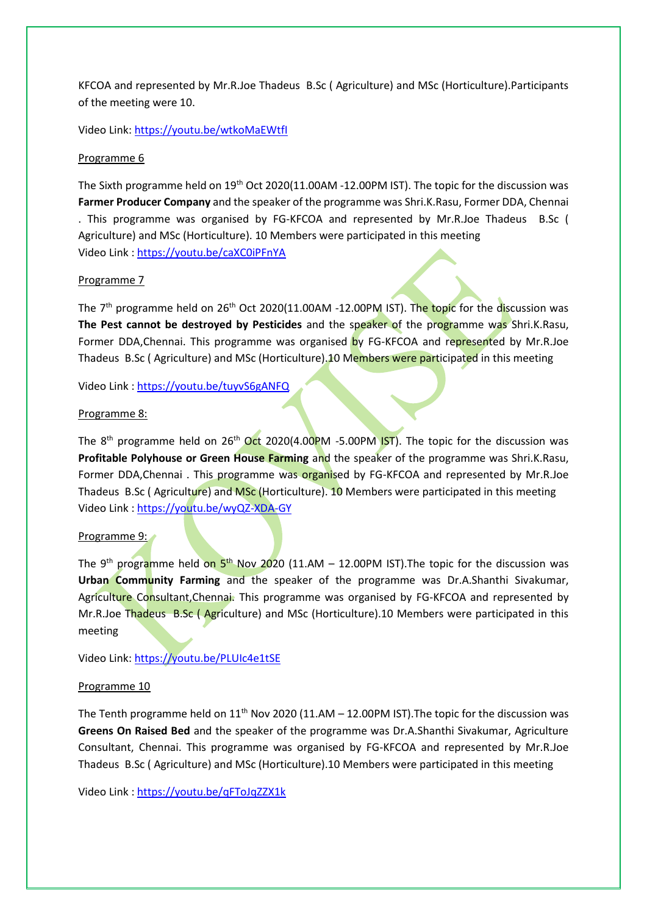KFCOA and represented by Mr.R.Joe Thadeus B.Sc ( Agriculture) and MSc (Horticulture).Participants of the meeting were 10.

Video Link: https://youtu.be/wtkoMaEWtfI

Programme 6

The Sixth programme held on 19th Oct 2020(11.00AM -12.00PM IST). The topic for the discussion was **Farmer Producer Company** and the speaker of the programme was Shri.K.Rasu, Former DDA, Chennai . This programme was organised by FG-KFCOA and represented by Mr.R.Joe Thadeus B.Sc ( Agriculture) and MSc (Horticulture). 10 Members were participated in this meeting
Video Link : https://youtu.be/caXC0iPFnYA

Programme 7

The 7th programme held on 26th Oct 2020(11.00AM -12.00PM IST). The topic for the discussion was **The Pest cannot be destroyed by Pesticides** and the speaker of the programme was Shri.K.Rasu, Former DDA,Chennai. This programme was organised by FG-KFCOA and represented by Mr.R.Joe Thadeus B.Sc ( Agriculture) and MSc (Horticulture).10 Members were participated in this meeting

Video Link : https://youtu.be/tuyvS6gANFQ

Programme 8:

The 8th programme held on 26th Oct 2020(4.00PM -5.00PM IST). The topic for the discussion was **Profitable Polyhouse or Green House Farming** and the speaker of the programme was Shri.K.Rasu, Former DDA,Chennai . This programme was organised by FG-KFCOA and represented by Mr.R.Joe Thadeus B.Sc ( Agriculture) and MSc (Horticulture). 10 Members were participated in this meeting
Video Link : https://youtu.be/wyQZ-XDA-GY

Programme 9:

The 9th programme held on 5th Nov 2020 (11.AM – 12.00PM IST).The topic for the discussion was **Urban Community Farming** and the speaker of the programme was Dr.A.Shanthi Sivakumar, Agriculture Consultant,Chennai. This programme was organised by FG-KFCOA and represented by Mr.R.Joe Thadeus B.Sc ( Agriculture) and MSc (Horticulture).10 Members were participated in this meeting

Video Link: https://youtu.be/PLUIc4e1tSE

Programme 10

The Tenth programme held on 11th Nov 2020 (11.AM – 12.00PM IST).The topic for the discussion was **Greens On Raised Bed** and the speaker of the programme was Dr.A.Shanthi Sivakumar, Agriculture Consultant, Chennai. This programme was organised by FG-KFCOA and represented by Mr.R.Joe Thadeus B.Sc ( Agriculture) and MSc (Horticulture).10 Members were participated in this meeting

Video Link : https://youtu.be/qFToJqZZX1k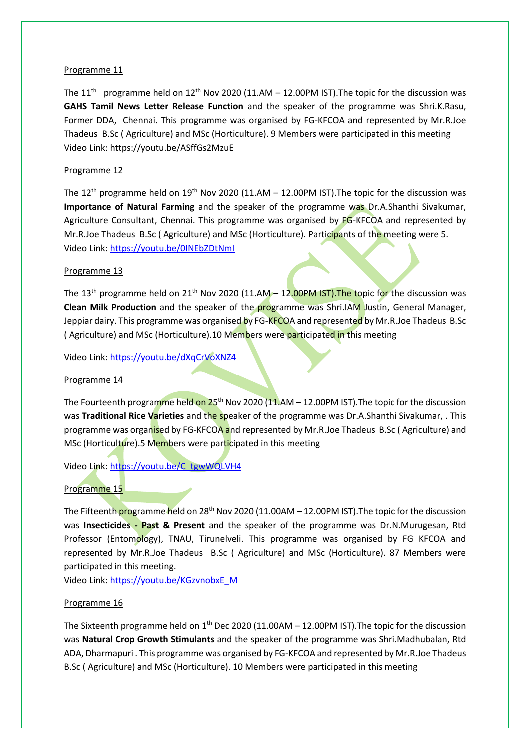Programme 11

The 11th programme held on 12th Nov 2020 (11.AM – 12.00PM IST).The topic for the discussion was **GAHS Tamil News Letter Release Function** and the speaker of the programme was Shri.K.Rasu, Former DDA, Chennai. This programme was organised by FG-KFCOA and represented by Mr.R.Joe Thadeus B.Sc ( Agriculture) and MSc (Horticulture). 9 Members were participated in this meeting
Video Link: https://youtu.be/ASffGs2MzuE

Programme 12

The 12th programme held on 19th Nov 2020 (11.AM – 12.00PM IST).The topic for the discussion was **Importance of Natural Farming** and the speaker of the programme was Dr.A.Shanthi Sivakumar, Agriculture Consultant, Chennai. This programme was organised by FG-KFCOA and represented by Mr.R.Joe Thadeus B.Sc ( Agriculture) and MSc (Horticulture). Participants of the meeting were 5.
Video Link: https://youtu.be/0INEbZDtNmI

Programme 13

The 13th programme held on 21th Nov 2020 (11.AM – 12.00PM IST).The topic for the discussion was **Clean Milk Production** and the speaker of the programme was Shri.IAM Justin, General Manager, Jeppiar dairy. This programme was organised by FG-KFCOA and represented by Mr.R.Joe Thadeus B.Sc ( Agriculture) and MSc (Horticulture).10 Members were participated in this meeting

Video Link: https://youtu.be/dXqCrVoXNZ4

Programme 14

The Fourteenth programme held on 25th Nov 2020 (11.AM – 12.00PM IST).The topic for the discussion was **Traditional Rice Varieties** and the speaker of the programme was Dr.A.Shanthi Sivakumar, . This programme was organised by FG-KFCOA and represented by Mr.R.Joe Thadeus B.Sc ( Agriculture) and MSc (Horticulture).5 Members were participated in this meeting

Video Link: https://youtu.be/C_tgwWQLVH4

Programme 15

The Fifteenth programme held on 28th Nov 2020 (11.00AM – 12.00PM IST).The topic for the discussion was **Insecticides - Past & Present** and the speaker of the programme was Dr.N.Murugesan, Rtd Professor (Entomology), TNAU, Tirunelveli. This programme was organised by FG KFCOA and represented by Mr.R.Joe Thadeus B.Sc ( Agriculture) and MSc (Horticulture). 87 Members were participated in this meeting.
Video Link: https://youtu.be/KGzvnobxE_M

Programme 16

The Sixteenth programme held on 1th Dec 2020 (11.00AM – 12.00PM IST).The topic for the discussion was **Natural Crop Growth Stimulants** and the speaker of the programme was Shri.Madhubalan, Rtd ADA, Dharmapuri . This programme was organised by FG-KFCOA and represented by Mr.R.Joe Thadeus B.Sc ( Agriculture) and MSc (Horticulture). 10 Members were participated in this meeting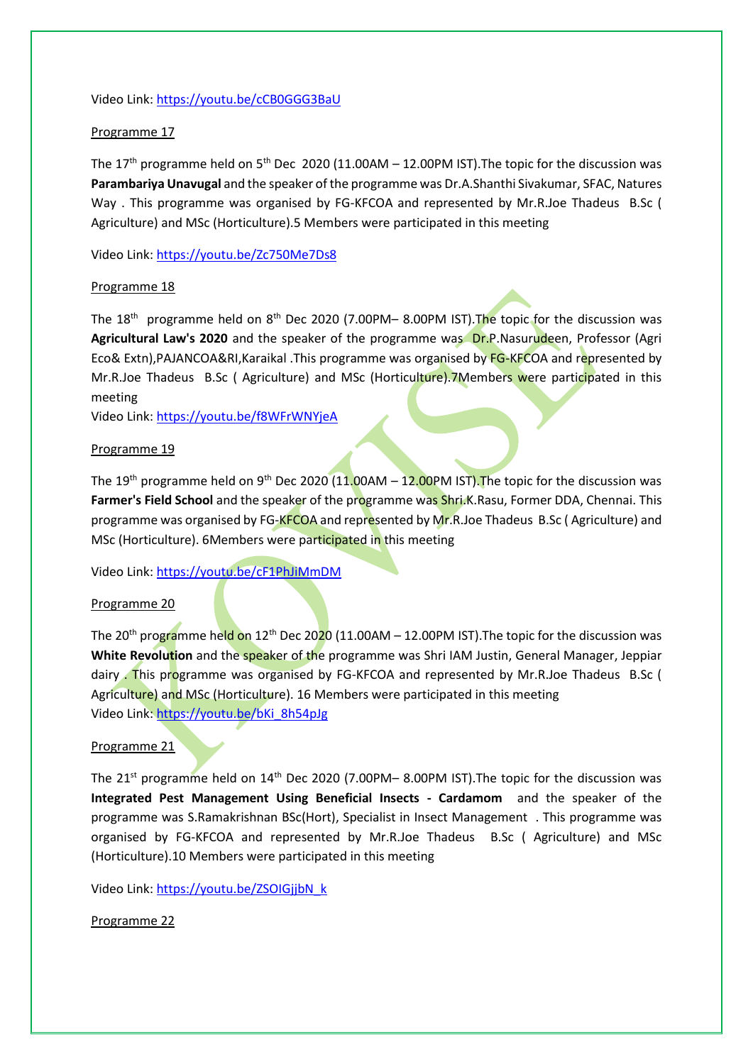Video Link: https://youtu.be/cCB0GGG3BaU

Programme 17

The 17th programme held on 5th Dec 2020 (11.00AM – 12.00PM IST).The topic for the discussion was **Parambariya Unavugal** and the speaker of the programme was Dr.A.Shanthi Sivakumar, SFAC, Natures Way . This programme was organised by FG-KFCOA and represented by Mr.R.Joe Thadeus B.Sc ( Agriculture) and MSc (Horticulture).5 Members were participated in this meeting

Video Link: https://youtu.be/Zc750Me7Ds8

Programme 18

The 18th programme held on 8th Dec 2020 (7.00PM– 8.00PM IST).The topic for the discussion was **Agricultural Law's 2020** and the speaker of the programme was Dr.P.Nasurudeen, Professor (Agri Eco& Extn),PAJANCOA&RI,Karaikal .This programme was organised by FG-KFCOA and represented by Mr.R.Joe Thadeus B.Sc ( Agriculture) and MSc (Horticulture).7Members were participated in this meeting

Video Link: https://youtu.be/f8WFrWNYjeA

Programme 19

The 19th programme held on 9th Dec 2020 (11.00AM – 12.00PM IST).The topic for the discussion was **Farmer's Field School** and the speaker of the programme was Shri.K.Rasu, Former DDA, Chennai. This programme was organised by FG-KFCOA and represented by Mr.R.Joe Thadeus B.Sc ( Agriculture) and MSc (Horticulture). 6Members were participated in this meeting

Video Link: https://youtu.be/cF1PhJiMmDM

Programme 20

The 20th programme held on 12th Dec 2020 (11.00AM – 12.00PM IST).The topic for the discussion was **White Revolution** and the speaker of the programme was Shri IAM Justin, General Manager, Jeppiar dairy . This programme was organised by FG-KFCOA and represented by Mr.R.Joe Thadeus B.Sc ( Agriculture) and MSc (Horticulture). 16 Members were participated in this meeting

Video Link: https://youtu.be/bKi_8h54pJg

Programme 21

The 21st programme held on 14th Dec 2020 (7.00PM– 8.00PM IST).The topic for the discussion was **Integrated Pest Management Using Beneficial Insects - Cardamom** and the speaker of the programme was S.Ramakrishnan BSc(Hort), Specialist in Insect Management . This programme was organised by FG-KFCOA and represented by Mr.R.Joe Thadeus B.Sc ( Agriculture) and MSc (Horticulture).10 Members were participated in this meeting

Video Link: https://youtu.be/ZSOIGjjbN_k

Programme 22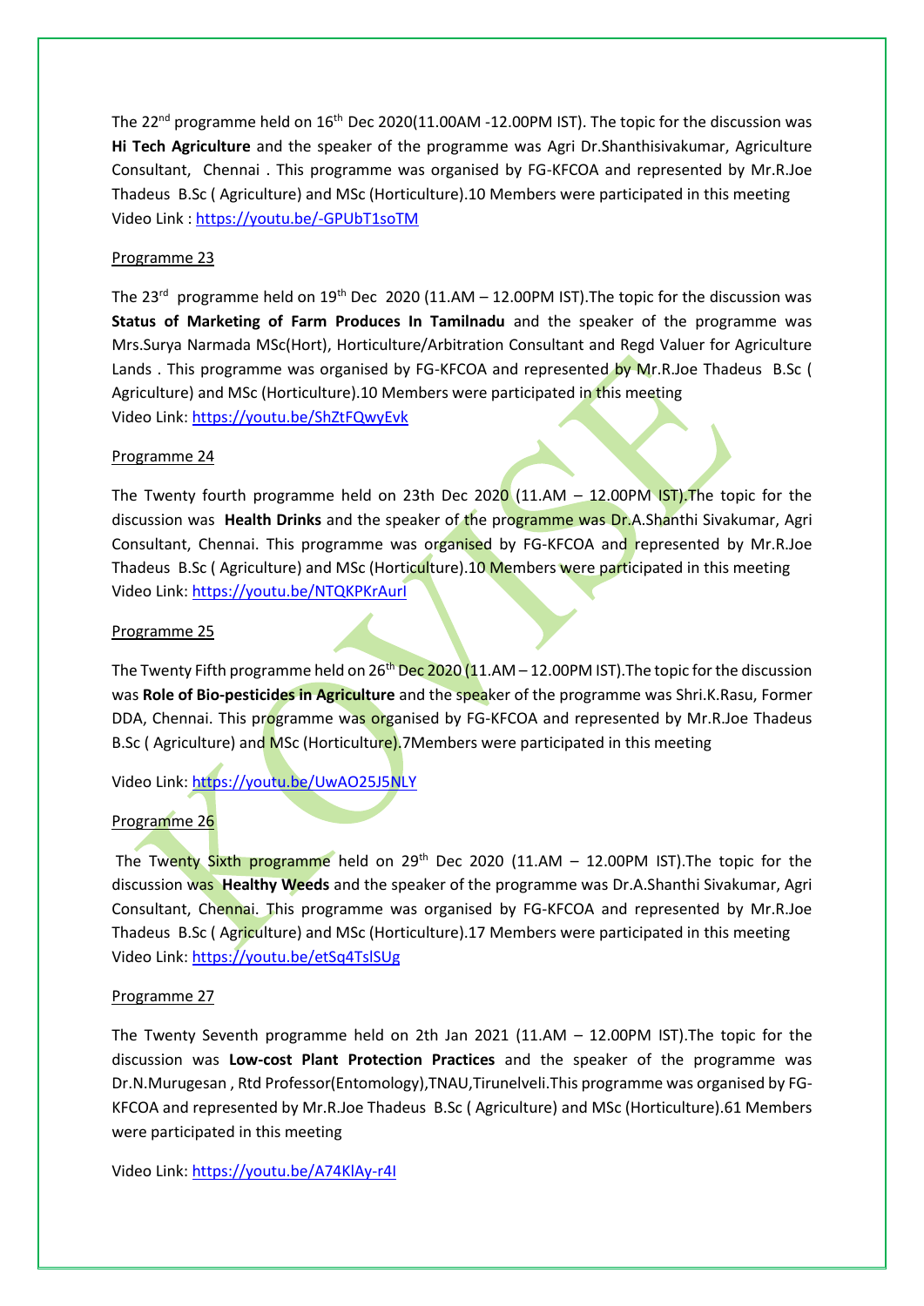The 22nd programme held on 16th Dec 2020(11.00AM -12.00PM IST). The topic for the discussion was **Hi Tech Agriculture** and the speaker of the programme was Agri Dr.Shanthisivakumar, Agriculture Consultant, Chennai . This programme was organised by FG-KFCOA and represented by Mr.R.Joe Thadeus B.Sc ( Agriculture) and MSc (Horticulture).10 Members were participated in this meeting
Video Link : https://youtu.be/-GPUbT1soTM

Programme 23

The 23rd programme held on 19th Dec 2020 (11.AM – 12.00PM IST).The topic for the discussion was **Status of Marketing of Farm Produces In Tamilnadu** and the speaker of the programme was Mrs.Surya Narmada MSc(Hort), Horticulture/Arbitration Consultant and Regd Valuer for Agriculture Lands . This programme was organised by FG-KFCOA and represented by Mr.R.Joe Thadeus B.Sc ( Agriculture) and MSc (Horticulture).10 Members were participated in this meeting
Video Link: https://youtu.be/ShZtFQwyEvk

Programme 24

The Twenty fourth programme held on 23th Dec 2020 (11.AM – 12.00PM IST).The topic for the discussion was **Health Drinks** and the speaker of the programme was Dr.A.Shanthi Sivakumar, Agri Consultant, Chennai. This programme was organised by FG-KFCOA and represented by Mr.R.Joe Thadeus B.Sc ( Agriculture) and MSc (Horticulture).10 Members were participated in this meeting
Video Link: https://youtu.be/NTQKPKrAurI

Programme 25

The Twenty Fifth programme held on 26th Dec 2020 (11.AM – 12.00PM IST).The topic for the discussion was **Role of Bio-pesticides in Agriculture** and the speaker of the programme was Shri.K.Rasu, Former DDA, Chennai. This programme was organised by FG-KFCOA and represented by Mr.R.Joe Thadeus B.Sc ( Agriculture) and MSc (Horticulture).7Members were participated in this meeting

Video Link: https://youtu.be/UwAO25J5NLY

Programme 26

The Twenty Sixth programme held on 29th Dec 2020 (11.AM – 12.00PM IST).The topic for the discussion was **Healthy Weeds** and the speaker of the programme was Dr.A.Shanthi Sivakumar, Agri Consultant, Chennai. This programme was organised by FG-KFCOA and represented by Mr.R.Joe Thadeus B.Sc ( Agriculture) and MSc (Horticulture).17 Members were participated in this meeting
Video Link: https://youtu.be/etSq4TslSUg

Programme 27

The Twenty Seventh programme held on 2th Jan 2021 (11.AM – 12.00PM IST).The topic for the discussion was **Low-cost Plant Protection Practices** and the speaker of the programme was Dr.N.Murugesan , Rtd Professor(Entomology),TNAU,Tirunelveli.This programme was organised by FG-KFCOA and represented by Mr.R.Joe Thadeus B.Sc ( Agriculture) and MSc (Horticulture).61 Members were participated in this meeting

Video Link: https://youtu.be/A74KlAy-r4I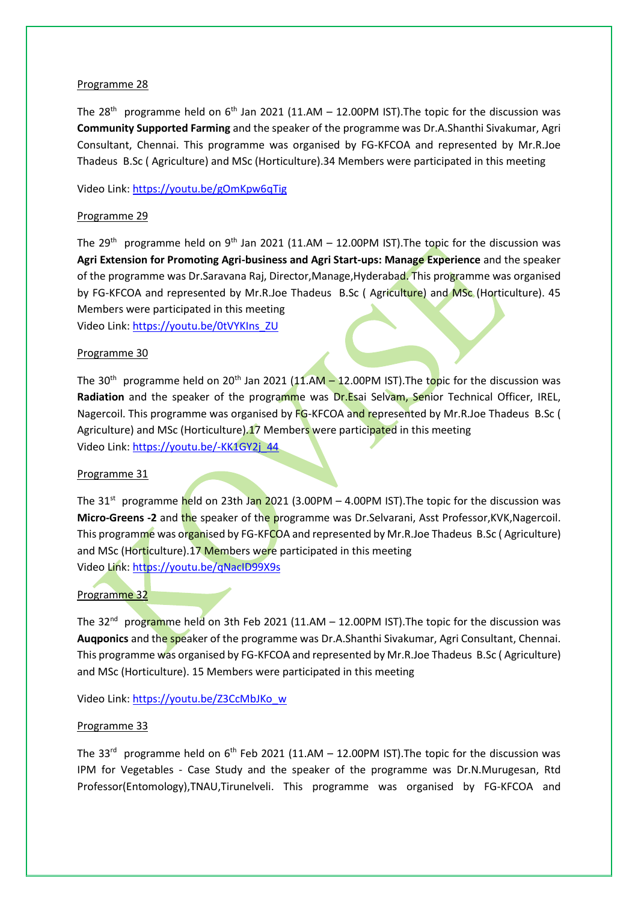Programme 28

The 28th programme held on 6th Jan 2021 (11.AM – 12.00PM IST).The topic for the discussion was **Community Supported Farming** and the speaker of the programme was Dr.A.Shanthi Sivakumar, Agri Consultant, Chennai. This programme was organised by FG-KFCOA and represented by Mr.R.Joe Thadeus B.Sc ( Agriculture) and MSc (Horticulture).34 Members were participated in this meeting

Video Link: https://youtu.be/gOmKpw6qTig

Programme 29

The 29th programme held on 9th Jan 2021 (11.AM – 12.00PM IST).The topic for the discussion was **Agri Extension for Promoting Agri-business and Agri Start-ups: Manage Experience** and the speaker of the programme was Dr.Saravana Raj, Director,Manage,Hyderabad. This programme was organised by FG-KFCOA and represented by Mr.R.Joe Thadeus B.Sc ( Agriculture) and MSc (Horticulture). 45 Members were participated in this meeting

Video Link: https://youtu.be/0tVYKIns_ZU

Programme 30

The 30th programme held on 20th Jan 2021 (11.AM – 12.00PM IST).The topic for the discussion was **Radiation** and the speaker of the programme was Dr.Esai Selvam, Senior Technical Officer, IREL, Nagercoil. This programme was organised by FG-KFCOA and represented by Mr.R.Joe Thadeus B.Sc ( Agriculture) and MSc (Horticulture).17 Members were participated in this meeting

Video Link: https://youtu.be/-KK1GY2j_44

Programme 31

The 31st programme held on 23th Jan 2021 (3.00PM – 4.00PM IST).The topic for the discussion was **Micro-Greens -2** and the speaker of the programme was Dr.Selvarani, Asst Professor,KVK,Nagercoil. This programme was organised by FG-KFCOA and represented by Mr.R.Joe Thadeus B.Sc ( Agriculture) and MSc (Horticulture).17 Members were participated in this meeting

Video Link: https://youtu.be/qNacID99X9s

Programme 32

The 32nd programme held on 3th Feb 2021 (11.AM – 12.00PM IST).The topic for the discussion was **Auqponics** and the speaker of the programme was Dr.A.Shanthi Sivakumar, Agri Consultant, Chennai. This programme was organised by FG-KFCOA and represented by Mr.R.Joe Thadeus B.Sc ( Agriculture) and MSc (Horticulture). 15 Members were participated in this meeting

Video Link: https://youtu.be/Z3CcMbJKo_w

Programme 33

The 33rd programme held on 6th Feb 2021 (11.AM – 12.00PM IST).The topic for the discussion was IPM for Vegetables - Case Study and the speaker of the programme was Dr.N.Murugesan, Rtd Professor(Entomology),TNAU,Tirunelveli. This programme was organised by FG-KFCOA and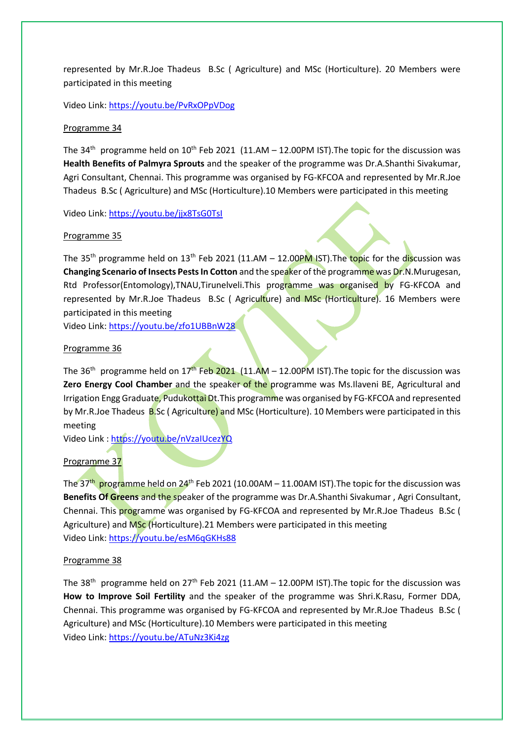represented by Mr.R.Joe Thadeus B.Sc ( Agriculture) and MSc (Horticulture). 20 Members were participated in this meeting

Video Link: https://youtu.be/PvRxOPpVDog

Programme 34

The 34th programme held on 10th Feb 2021 (11.AM – 12.00PM IST).The topic for the discussion was **Health Benefits of Palmyra Sprouts** and the speaker of the programme was Dr.A.Shanthi Sivakumar, Agri Consultant, Chennai. This programme was organised by FG-KFCOA and represented by Mr.R.Joe Thadeus B.Sc ( Agriculture) and MSc (Horticulture).10 Members were participated in this meeting

Video Link: https://youtu.be/jjx8TsG0TsI

Programme 35

The 35th programme held on 13th Feb 2021 (11.AM – 12.00PM IST).The topic for the discussion was **Changing Scenario of Insects Pests In Cotton** and the speaker of the programme was Dr.N.Murugesan, Rtd Professor(Entomology),TNAU,Tirunelveli.This programme was organised by FG-KFCOA and represented by Mr.R.Joe Thadeus B.Sc ( Agriculture) and MSc (Horticulture). 16 Members were participated in this meeting

Video Link: https://youtu.be/zfo1UBBnW28

Programme 36

The 36th programme held on 17th Feb 2021 (11.AM – 12.00PM IST).The topic for the discussion was **Zero Energy Cool Chamber** and the speaker of the programme was Ms.Ilaveni BE, Agricultural and Irrigation Engg Graduate, Pudukottai Dt.This programme was organised by FG-KFCOA and represented by Mr.R.Joe Thadeus B.Sc ( Agriculture) and MSc (Horticulture). 10 Members were participated in this meeting

Video Link : https://youtu.be/nVzaIUcezYQ

Programme 37

The 37th programme held on 24th Feb 2021 (10.00AM – 11.00AM IST).The topic for the discussion was **Benefits Of Greens** and the speaker of the programme was Dr.A.Shanthi Sivakumar , Agri Consultant, Chennai. This programme was organised by FG-KFCOA and represented by Mr.R.Joe Thadeus B.Sc ( Agriculture) and MSc (Horticulture).21 Members were participated in this meeting

Video Link: https://youtu.be/esM6qGKHs88

Programme 38

The 38th programme held on 27th Feb 2021 (11.AM – 12.00PM IST).The topic for the discussion was **How to Improve Soil Fertility** and the speaker of the programme was Shri.K.Rasu, Former DDA, Chennai. This programme was organised by FG-KFCOA and represented by Mr.R.Joe Thadeus B.Sc ( Agriculture) and MSc (Horticulture).10 Members were participated in this meeting

Video Link: https://youtu.be/ATuNz3Ki4zg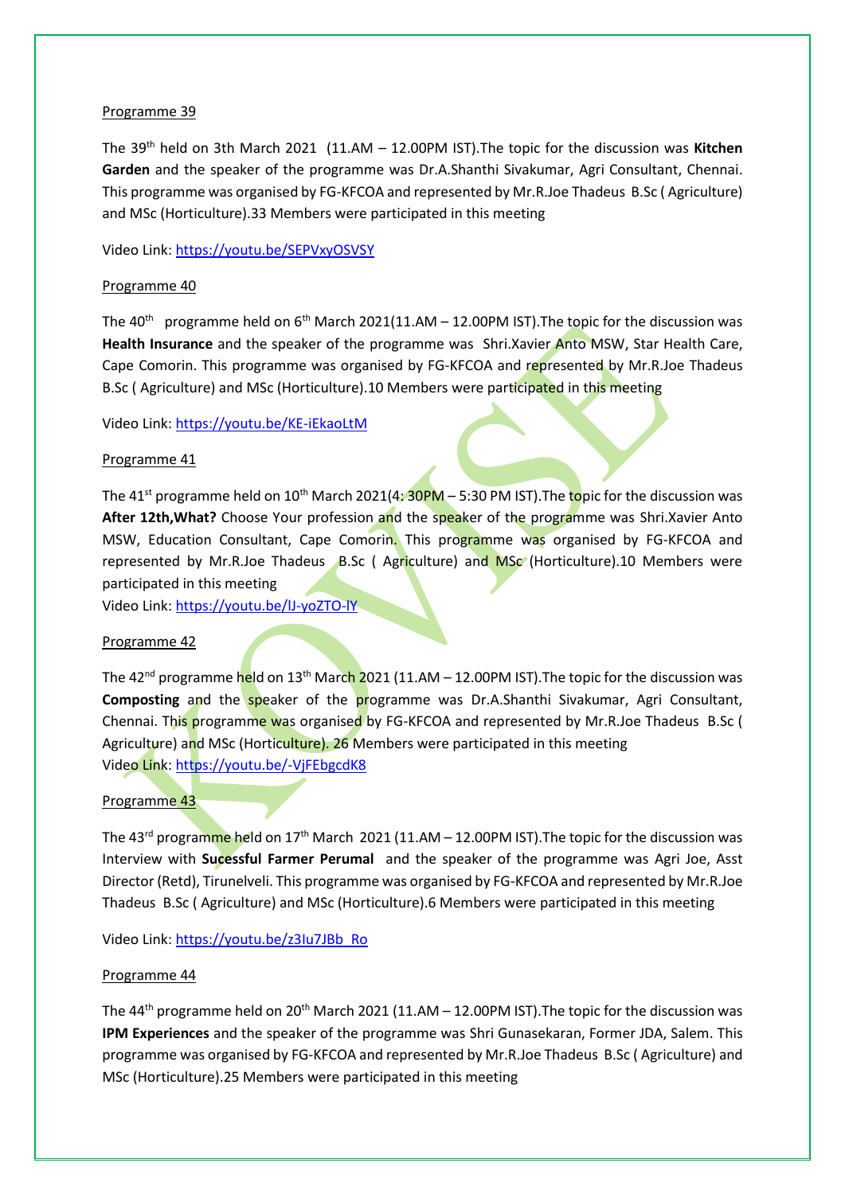Programme 39

The 39th held on 3th March 2021 (11.AM – 12.00PM IST).The topic for the discussion was **Kitchen Garden** and the speaker of the programme was Dr.A.Shanthi Sivakumar, Agri Consultant, Chennai. This programme was organised by FG-KFCOA and represented by Mr.R.Joe Thadeus B.Sc ( Agriculture) and MSc (Horticulture).33 Members were participated in this meeting

Video Link: https://youtu.be/SEPVxyOSVSY

Programme 40

The 40th programme held on 6th March 2021(11.AM – 12.00PM IST).The topic for the discussion was **Health Insurance** and the speaker of the programme was Shri.Xavier Anto MSW, Star Health Care, Cape Comorin. This programme was organised by FG-KFCOA and represented by Mr.R.Joe Thadeus B.Sc ( Agriculture) and MSc (Horticulture).10 Members were participated in this meeting

Video Link: https://youtu.be/KE-iEkaoLtM

Programme 41

The 41st programme held on 10th March 2021(4: 30PM – 5:30 PM IST).The topic for the discussion was **After 12th,What?** Choose Your profession and the speaker of the programme was Shri.Xavier Anto MSW, Education Consultant, Cape Comorin. This programme was organised by FG-KFCOA and represented by Mr.R.Joe Thadeus B.Sc ( Agriculture) and MSc (Horticulture).10 Members were participated in this meeting

Video Link: https://youtu.be/lJ-yoZTO-lY

Programme 42

The 42nd programme held on 13th March 2021 (11.AM – 12.00PM IST).The topic for the discussion was **Composting** and the speaker of the programme was Dr.A.Shanthi Sivakumar, Agri Consultant, Chennai. This programme was organised by FG-KFCOA and represented by Mr.R.Joe Thadeus B.Sc ( Agriculture) and MSc (Horticulture). 26 Members were participated in this meeting

Video Link: https://youtu.be/-VjFEbgcdK8

Programme 43

The 43rd programme held on 17th March 2021 (11.AM – 12.00PM IST).The topic for the discussion was Interview with **Sucessful Farmer Perumal** and the speaker of the programme was Agri Joe, Asst Director (Retd), Tirunelveli. This programme was organised by FG-KFCOA and represented by Mr.R.Joe Thadeus B.Sc ( Agriculture) and MSc (Horticulture).6 Members were participated in this meeting

Video Link: https://youtu.be/z3Iu7JBb_Ro

Programme 44

The 44th programme held on 20th March 2021 (11.AM – 12.00PM IST).The topic for the discussion was **IPM Experiences** and the speaker of the programme was Shri Gunasekaran, Former JDA, Salem. This programme was organised by FG-KFCOA and represented by Mr.R.Joe Thadeus B.Sc ( Agriculture) and MSc (Horticulture).25 Members were participated in this meeting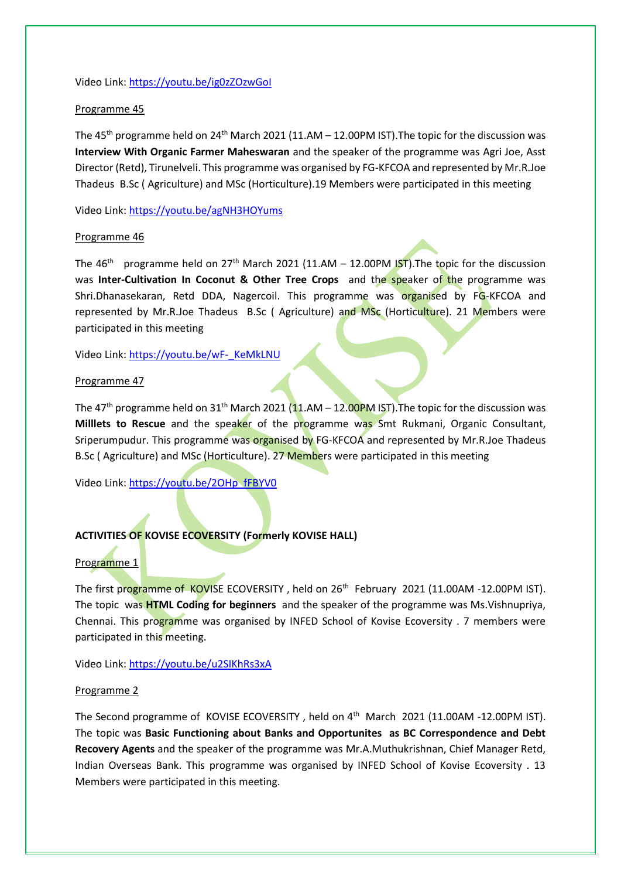Video Link: https://youtu.be/ig0zZOzwGoI

Programme 45

The 45th programme held on 24th March 2021 (11.AM – 12.00PM IST).The topic for the discussion was **Interview With Organic Farmer Maheswaran** and the speaker of the programme was Agri Joe, Asst Director (Retd), Tirunelveli. This programme was organised by FG-KFCOA and represented by Mr.R.Joe Thadeus B.Sc ( Agriculture) and MSc (Horticulture).19 Members were participated in this meeting

Video Link: https://youtu.be/agNH3HOYums

Programme 46

The 46th programme held on 27th March 2021 (11.AM – 12.00PM IST).The topic for the discussion was **Inter-Cultivation In Coconut & Other Tree Crops** and the speaker of the programme was Shri.Dhanasekaran, Retd DDA, Nagercoil. This programme was organised by FG-KFCOA and represented by Mr.R.Joe Thadeus B.Sc ( Agriculture) and MSc (Horticulture). 21 Members were participated in this meeting

Video Link: https://youtu.be/wF-_KeMkLNU

Programme 47

The 47th programme held on 31th March 2021 (11.AM – 12.00PM IST).The topic for the discussion was **Milllets to Rescue** and the speaker of the programme was Smt Rukmani, Organic Consultant, Sriperumpudur. This programme was organised by FG-KFCOA and represented by Mr.R.Joe Thadeus B.Sc ( Agriculture) and MSc (Horticulture). 27 Members were participated in this meeting

Video Link: https://youtu.be/2OHp_fFBYV0

**ACTIVITIES OF KOVISE ECOVERSITY (Formerly KOVISE HALL)**

Programme 1

The first programme of KOVISE ECOVERSITY , held on 26th February 2021 (11.00AM -12.00PM IST). The topic was **HTML Coding for beginners** and the speaker of the programme was Ms.Vishnupriya, Chennai. This programme was organised by INFED School of Kovise Ecoversity . 7 members were participated in this meeting.

Video Link: https://youtu.be/u2SIKhRs3xA

Programme 2

The Second programme of KOVISE ECOVERSITY , held on 4th March 2021 (11.00AM -12.00PM IST). The topic was **Basic Functioning about Banks and Opportunites as BC Correspondence and Debt Recovery Agents** and the speaker of the programme was Mr.A.Muthukrishnan, Chief Manager Retd, Indian Overseas Bank. This programme was organised by INFED School of Kovise Ecoversity . 13 Members were participated in this meeting.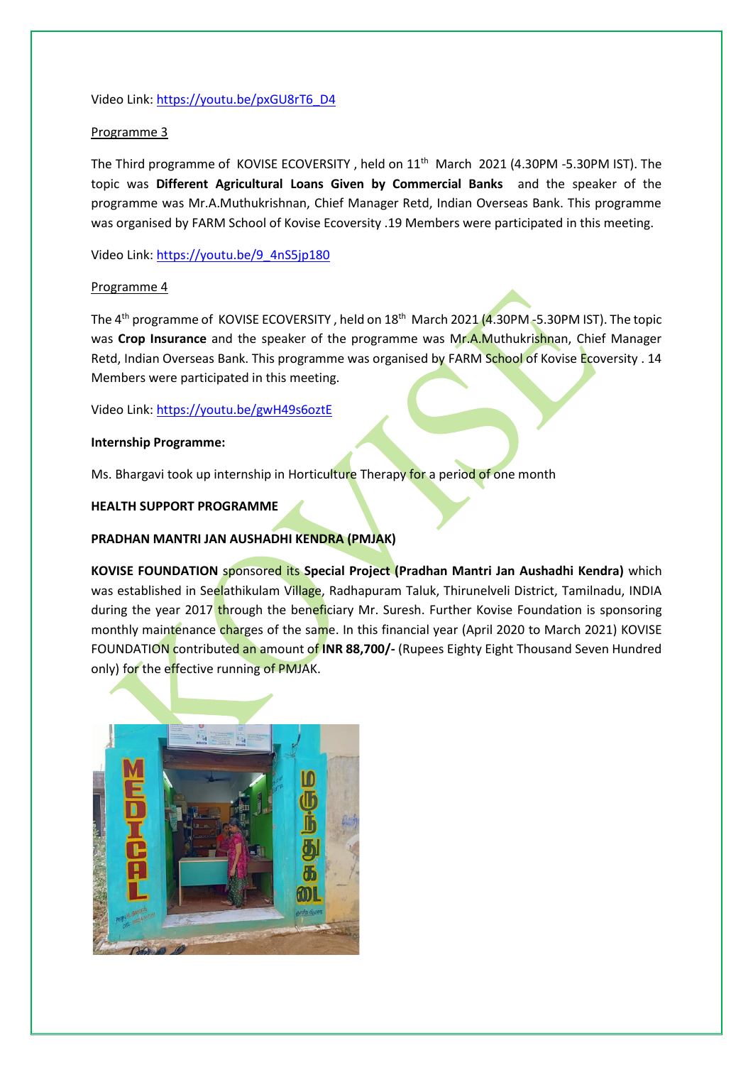Video Link: https://youtu.be/pxGU8rT6_D4

Programme 3

The Third programme of KOVISE ECOVERSITY , held on 11th March 2021 (4.30PM -5.30PM IST). The topic was **Different Agricultural Loans Given by Commercial Banks** and the speaker of the programme was Mr.A.Muthukrishnan, Chief Manager Retd, Indian Overseas Bank. This programme was organised by FARM School of Kovise Ecoversity .19 Members were participated in this meeting.

Video Link: https://youtu.be/9_4nS5jp180

Programme 4

The 4th programme of KOVISE ECOVERSITY , held on 18th March 2021 (4.30PM -5.30PM IST). The topic was **Crop Insurance** and the speaker of the programme was Mr.A.Muthukrishnan, Chief Manager Retd, Indian Overseas Bank. This programme was organised by FARM School of Kovise Ecoversity . 14 Members were participated in this meeting.

Video Link: https://youtu.be/gwH49s6oztE

**Internship Programme:**

Ms. Bhargavi took up internship in Horticulture Therapy for a period of one month

**HEALTH SUPPORT PROGRAMME**

**PRADHAN MANTRI JAN AUSHADHI KENDRA (PMJAK)**

**KOVISE FOUNDATION** sponsored its **Special Project (Pradhan Mantri Jan Aushadhi Kendra)** which was established in Seelathikulam Village, Radhapuram Taluk, Thirunelveli District, Tamilnadu, INDIA during the year 2017 through the beneficiary Mr. Suresh. Further Kovise Foundation is sponsoring monthly maintenance charges of the same. In this financial year (April 2020 to March 2021) KOVISE FOUNDATION contributed an amount of **INR 88,700/-** (Rupees Eighty Eight Thousand Seven Hundred only) for the effective running of PMJAK.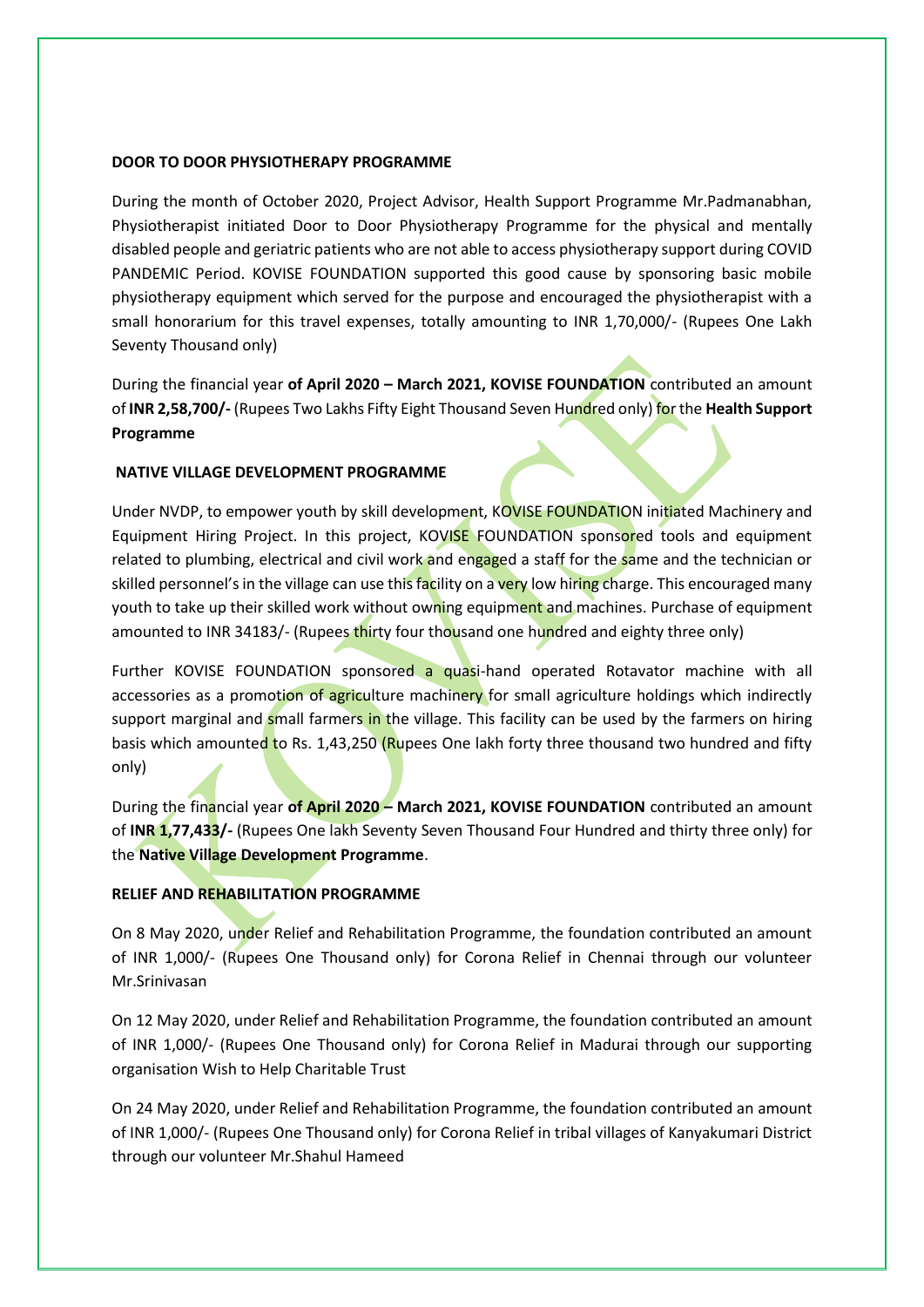**DOOR TO DOOR PHYSIOTHERAPY PROGRAMME**

During the month of October 2020, Project Advisor, Health Support Programme Mr.Padmanabhan, Physiotherapist initiated Door to Door Physiotherapy Programme for the physical and mentally disabled people and geriatric patients who are not able to access physiotherapy support during COVID PANDEMIC Period. KOVISE FOUNDATION supported this good cause by sponsoring basic mobile physiotherapy equipment which served for the purpose and encouraged the physiotherapist with a small honorarium for this travel expenses, totally amounting to INR 1,70,000/- (Rupees One Lakh Seventy Thousand only)

During the financial year **of April 2020 – March 2021, KOVISE FOUNDATION** contributed an amount of **INR 2,58,700/-** (Rupees Two Lakhs Fifty Eight Thousand Seven Hundred only) for the **Health Support Programme**

**NATIVE VILLAGE DEVELOPMENT PROGRAMME**

Under NVDP, to empower youth by skill development, KOVISE FOUNDATION initiated Machinery and Equipment Hiring Project. In this project, KOVISE FOUNDATION sponsored tools and equipment related to plumbing, electrical and civil work and engaged a staff for the same and the technician or skilled personnel's in the village can use this facility on a very low hiring charge. This encouraged many youth to take up their skilled work without owning equipment and machines. Purchase of equipment amounted to INR 34183/- (Rupees thirty four thousand one hundred and eighty three only)

Further KOVISE FOUNDATION sponsored a quasi-hand operated Rotavator machine with all accessories as a promotion of agriculture machinery for small agriculture holdings which indirectly support marginal and small farmers in the village. This facility can be used by the farmers on hiring basis which amounted to Rs. 1,43,250 (Rupees One lakh forty three thousand two hundred and fifty only)

During the financial year **of April 2020 – March 2021, KOVISE FOUNDATION** contributed an amount of **INR 1,77,433/-** (Rupees One lakh Seventy Seven Thousand Four Hundred and thirty three only) for the **Native Village Development Programme**.

**RELIEF AND REHABILITATION PROGRAMME**

On 8 May 2020, under Relief and Rehabilitation Programme, the foundation contributed an amount of INR 1,000/- (Rupees One Thousand only) for Corona Relief in Chennai through our volunteer Mr.Srinivasan

On 12 May 2020, under Relief and Rehabilitation Programme, the foundation contributed an amount of INR 1,000/- (Rupees One Thousand only) for Corona Relief in Madurai through our supporting organisation Wish to Help Charitable Trust

On 24 May 2020, under Relief and Rehabilitation Programme, the foundation contributed an amount of INR 1,000/- (Rupees One Thousand only) for Corona Relief in tribal villages of Kanyakumari District through our volunteer Mr.Shahul Hameed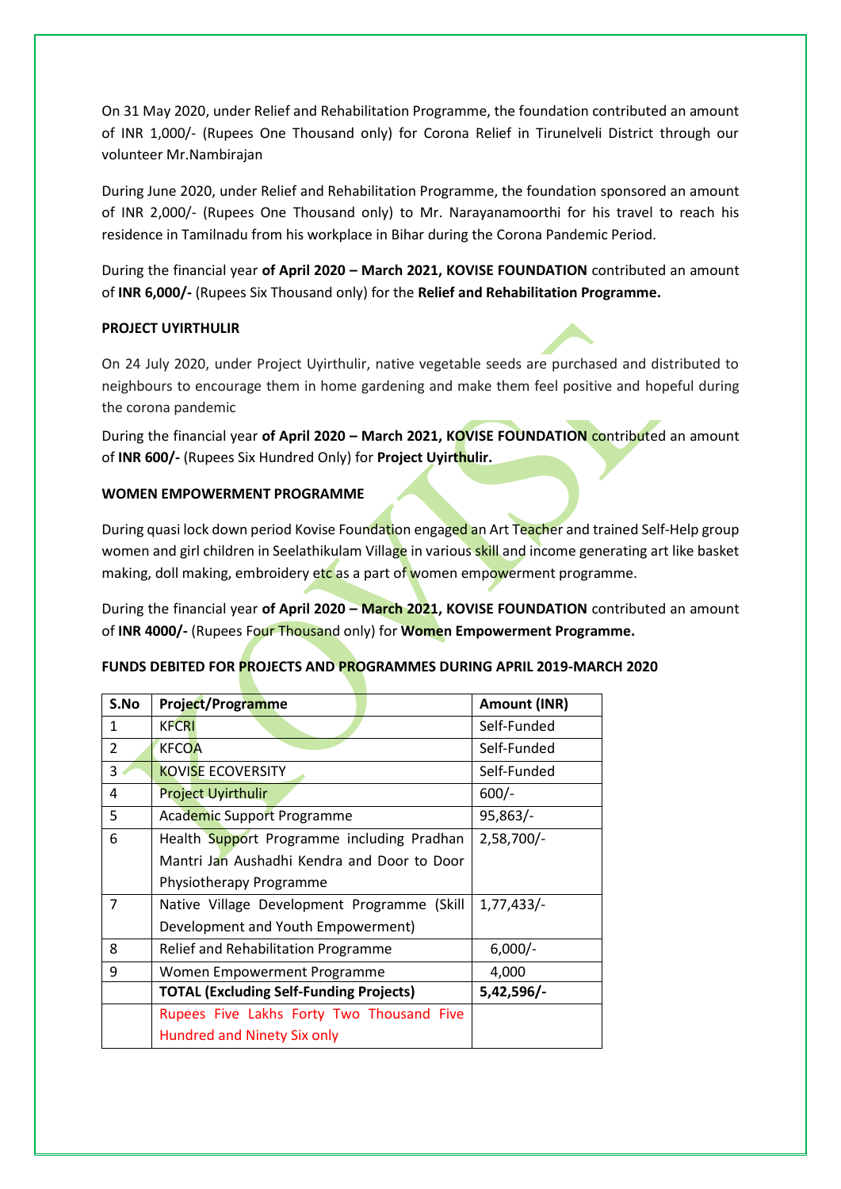On 31 May 2020, under Relief and Rehabilitation Programme, the foundation contributed an amount of INR 1,000/- (Rupees One Thousand only) for Corona Relief in Tirunelveli District through our volunteer Mr.Nambirajan

During June 2020, under Relief and Rehabilitation Programme, the foundation sponsored an amount of INR 2,000/- (Rupees One Thousand only) to Mr. Narayanamoorthi for his travel to reach his residence in Tamilnadu from his workplace in Bihar during the Corona Pandemic Period.

During the financial year **of April 2020 – March 2021, KOVISE FOUNDATION** contributed an amount of **INR 6,000/-** (Rupees Six Thousand only) for the **Relief and Rehabilitation Programme.**

**PROJECT UYIRTHULIR**

On 24 July 2020, under Project Uyirthulir, native vegetable seeds are purchased and distributed to neighbours to encourage them in home gardening and make them feel positive and hopeful during the corona pandemic

During the financial year **of April 2020 – March 2021, KOVISE FOUNDATION** contributed an amount of **INR 600/-** (Rupees Six Hundred Only) for **Project Uyirthulir.**

**WOMEN EMPOWERMENT PROGRAMME**

During quasi lock down period Kovise Foundation engaged an Art Teacher and trained Self-Help group women and girl children in Seelathikulam Village in various skill and income generating art like basket making, doll making, embroidery etc as a part of women empowerment programme.

During the financial year **of April 2020 – March 2021, KOVISE FOUNDATION** contributed an amount of **INR 4000/-** (Rupees Four Thousand only) for **Women Empowerment Programme.**

**FUNDS DEBITED FOR PROJECTS AND PROGRAMMES DURING APRIL 2019-MARCH 2020**

| S.No | Project/Programme | Amount (INR) |
|---|---|---|
| 1 | KFCRI | Self-Funded |
| 2 | KFCOA | Self-Funded |
| 3 | KOVISE ECOVERSITY | Self-Funded |
| 4 | Project Uyirthulir | 600/- |
| 5 | Academic Support Programme | 95,863/- |
| 6 | Health Support Programme including Pradhan Mantri Jan Aushadhi Kendra and Door to Door Physiotherapy Programme | 2,58,700/- |
| 7 | Native Village Development Programme (Skill Development and Youth Empowerment) | 1,77,433/- |
| 8 | Relief and Rehabilitation Programme | 6,000/- |
| 9 | Women Empowerment Programme | 4,000 |
| | **TOTAL (Excluding Self-Funding Projects)** | **5,42,596/-** |
| | Rupees Five Lakhs Forty Two Thousand Five Hundred and Ninety Six only | |